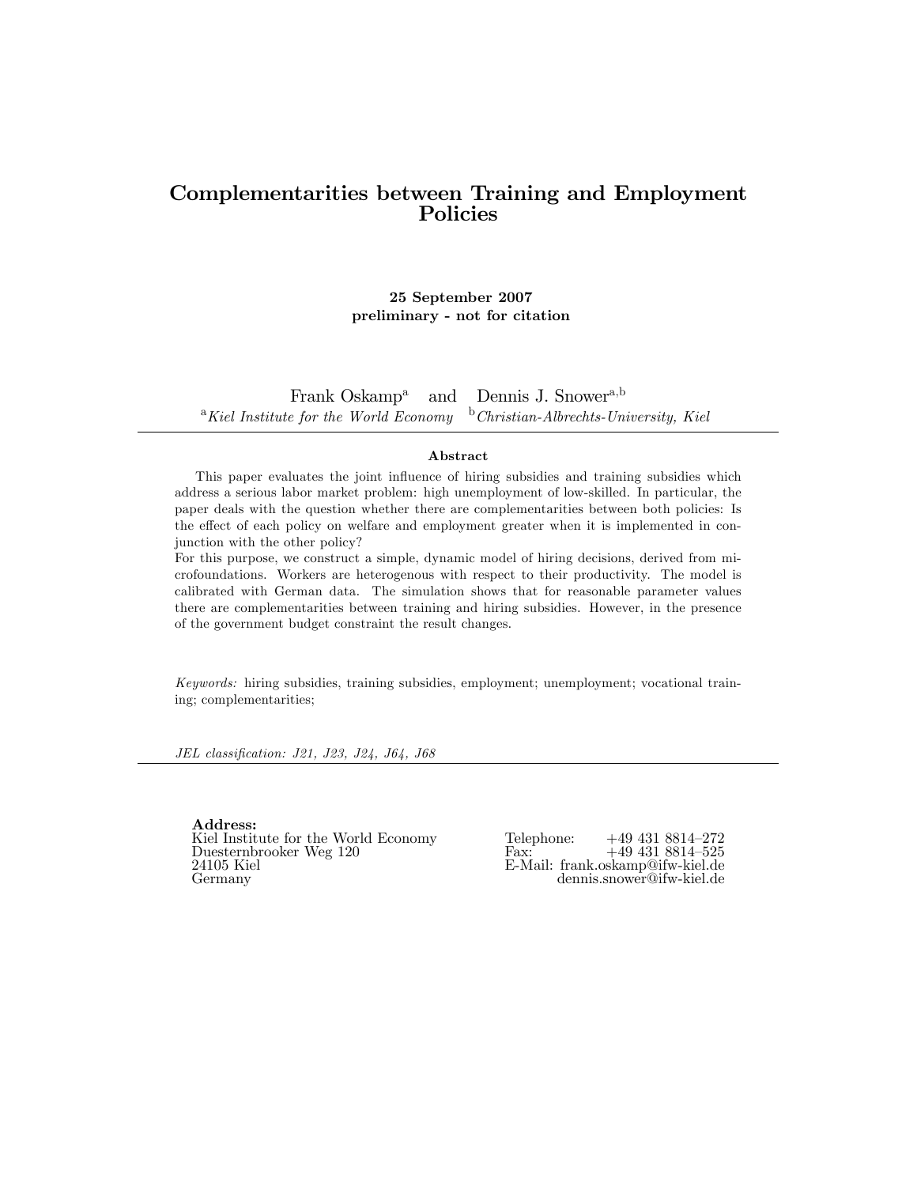# Complementarities between Training and Employment Policies

**25 September 2007**
**preliminary - not for citation**

Frank Oskamp[a] and Dennis J. Snower[a,b]

[a]*Kiel Institute for the World Economy* [b]*Christian-Albrechts-University, Kiel*

---

**Abstract**

This paper evaluates the joint influence of hiring subsidies and training subsidies which address a serious labor market problem: high unemployment of low-skilled. In particular, the paper deals with the question whether there are complementarities between both policies: Is the effect of each policy on welfare and employment greater when it is implemented in conjunction with the other policy?

For this purpose, we construct a simple, dynamic model of hiring decisions, derived from microfoundations. Workers are heterogenous with respect to their productivity. The model is calibrated with German data. The simulation shows that for reasonable parameter values there are complementarities between training and hiring subsidies. However, in the presence of the government budget constraint the result changes.

*Keywords:* hiring subsidies, training subsidies, employment; unemployment; vocational training; complementarities;

*JEL classification: J21, J23, J24, J64, J68*

---

**Address:**
Kiel Institute for the World Economy
Duesternbrooker Weg 120
24105 Kiel
Germany

Telephone: +49 431 8814–272
Fax: +49 431 8814–525
E-Mail: frank.oskamp@ifw-kiel.de
dennis.snower@ifw-kiel.de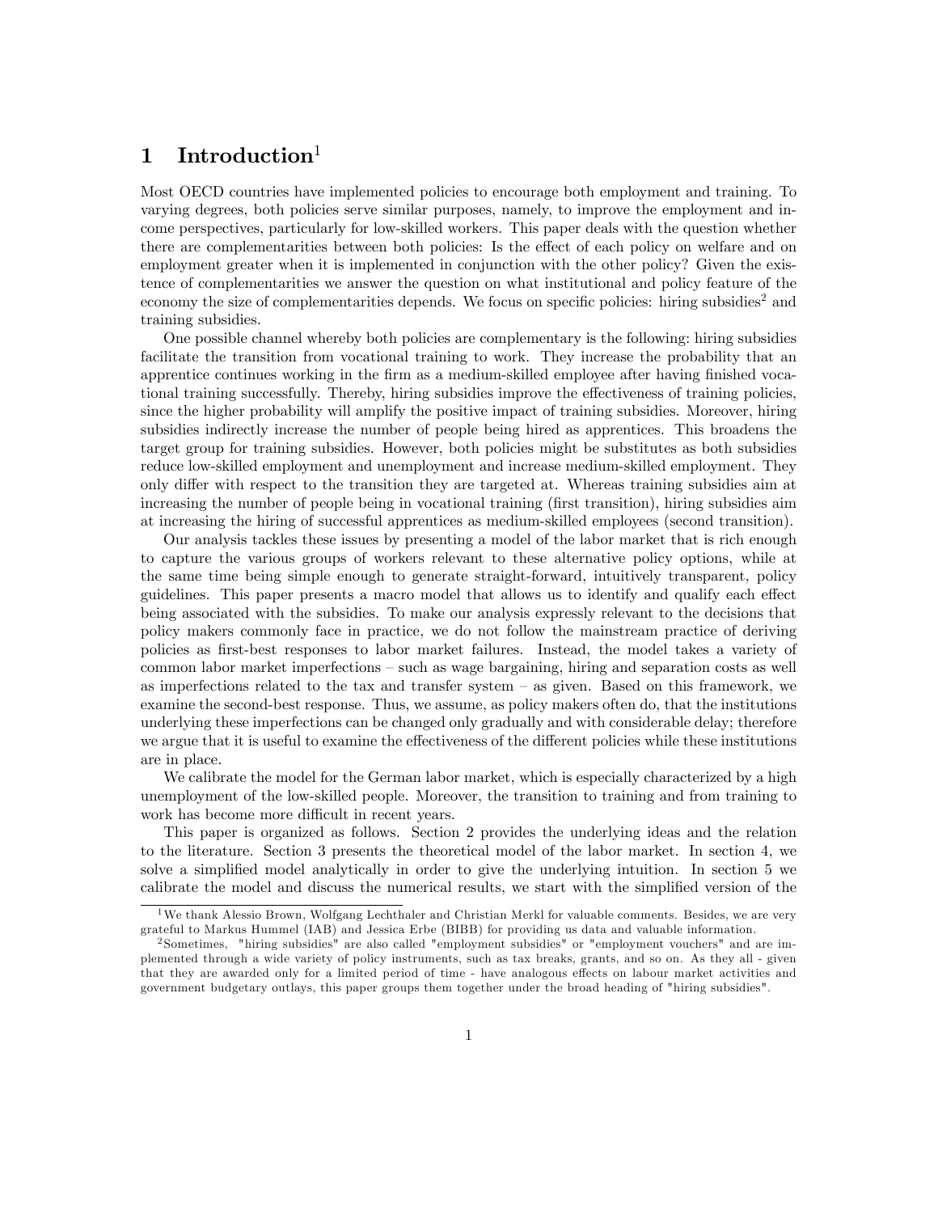# 1 Introduction[1]

Most OECD countries have implemented policies to encourage both employment and training. To varying degrees, both policies serve similar purposes, namely, to improve the employment and income perspectives, particularly for low-skilled workers. This paper deals with the question whether there are complementarities between both policies: Is the effect of each policy on welfare and on employment greater when it is implemented in conjunction with the other policy? Given the existence of complementarities we answer the question on what institutional and policy feature of the economy the size of complementarities depends. We focus on specific policies: hiring subsidies[2] and training subsidies.

One possible channel whereby both policies are complementary is the following: hiring subsidies facilitate the transition from vocational training to work. They increase the probability that an apprentice continues working in the firm as a medium-skilled employee after having finished vocational training successfully. Thereby, hiring subsidies improve the effectiveness of training policies, since the higher probability will amplify the positive impact of training subsidies. Moreover, hiring subsidies indirectly increase the number of people being hired as apprentices. This broadens the target group for training subsidies. However, both policies might be substitutes as both subsidies reduce low-skilled employment and unemployment and increase medium-skilled employment. They only differ with respect to the transition they are targeted at. Whereas training subsidies aim at increasing the number of people being in vocational training (first transition), hiring subsidies aim at increasing the hiring of successful apprentices as medium-skilled employees (second transition).

Our analysis tackles these issues by presenting a model of the labor market that is rich enough to capture the various groups of workers relevant to these alternative policy options, while at the same time being simple enough to generate straight-forward, intuitively transparent, policy guidelines. This paper presents a macro model that allows us to identify and qualify each effect being associated with the subsidies. To make our analysis expressly relevant to the decisions that policy makers commonly face in practice, we do not follow the mainstream practice of deriving policies as first-best responses to labor market failures. Instead, the model takes a variety of common labor market imperfections – such as wage bargaining, hiring and separation costs as well as imperfections related to the tax and transfer system – as given. Based on this framework, we examine the second-best response. Thus, we assume, as policy makers often do, that the institutions underlying these imperfections can be changed only gradually and with considerable delay; therefore we argue that it is useful to examine the effectiveness of the different policies while these institutions are in place.

We calibrate the model for the German labor market, which is especially characterized by a high unemployment of the low-skilled people. Moreover, the transition to training and from training to work has become more difficult in recent years.

This paper is organized as follows. Section 2 provides the underlying ideas and the relation to the literature. Section 3 presents the theoretical model of the labor market. In section 4, we solve a simplified model analytically in order to give the underlying intuition. In section 5 we calibrate the model and discuss the numerical results, we start with the simplified version of the

[1] We thank Alessio Brown, Wolfgang Lechthaler and Christian Merkl for valuable comments. Besides, we are very grateful to Markus Hummel (IAB) and Jessica Erbe (BIBB) for providing us data and valuable information.

[2] Sometimes, "hiring subsidies" are also called "employment subsidies" or "employment vouchers" and are implemented through a wide variety of policy instruments, such as tax breaks, grants, and so on. As they all - given that they are awarded only for a limited period of time - have analogous effects on labour market activities and government budgetary outlays, this paper groups them together under the broad heading of "hiring subsidies".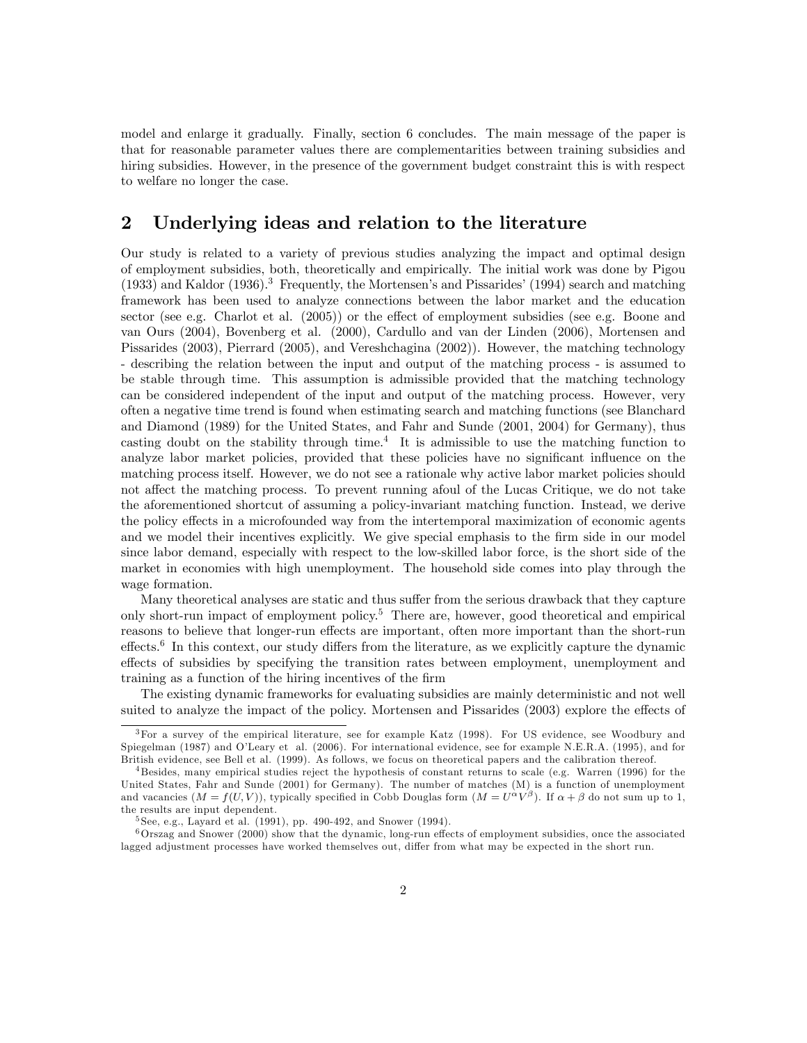model and enlarge it gradually. Finally, section 6 concludes. The main message of the paper is that for reasonable parameter values there are complementarities between training subsidies and hiring subsidies. However, in the presence of the government budget constraint this is with respect to welfare no longer the case.

## 2 Underlying ideas and relation to the literature

Our study is related to a variety of previous studies analyzing the impact and optimal design of employment subsidies, both, theoretically and empirically. The initial work was done by Pigou (1933) and Kaldor (1936).[3] Frequently, the Mortensen's and Pissarides' (1994) search and matching framework has been used to analyze connections between the labor market and the education sector (see e.g. Charlot et al. (2005)) or the effect of employment subsidies (see e.g. Boone and van Ours (2004), Bovenberg et al. (2000), Cardullo and van der Linden (2006), Mortensen and Pissarides (2003), Pierrard (2005), and Vereshchagina (2002)). However, the matching technology - describing the relation between the input and output of the matching process - is assumed to be stable through time. This assumption is admissible provided that the matching technology can be considered independent of the input and output of the matching process. However, very often a negative time trend is found when estimating search and matching functions (see Blanchard and Diamond (1989) for the United States, and Fahr and Sunde (2001, 2004) for Germany), thus casting doubt on the stability through time.[4] It is admissible to use the matching function to analyze labor market policies, provided that these policies have no significant influence on the matching process itself. However, we do not see a rationale why active labor market policies should not affect the matching process. To prevent running afoul of the Lucas Critique, we do not take the aforementioned shortcut of assuming a policy-invariant matching function. Instead, we derive the policy effects in a microfounded way from the intertemporal maximization of economic agents and we model their incentives explicitly. We give special emphasis to the firm side in our model since labor demand, especially with respect to the low-skilled labor force, is the short side of the market in economies with high unemployment. The household side comes into play through the wage formation.

Many theoretical analyses are static and thus suffer from the serious drawback that they capture only short-run impact of employment policy.[5] There are, however, good theoretical and empirical reasons to believe that longer-run effects are important, often more important than the short-run effects.[6] In this context, our study differs from the literature, as we explicitly capture the dynamic effects of subsidies by specifying the transition rates between employment, unemployment and training as a function of the hiring incentives of the firm

The existing dynamic frameworks for evaluating subsidies are mainly deterministic and not well suited to analyze the impact of the policy. Mortensen and Pissarides (2003) explore the effects of

---

[3] For a survey of the empirical literature, see for example Katz (1998). For US evidence, see Woodbury and Spiegelman (1987) and O'Leary et al. (2006). For international evidence, see for example N.E.R.A. (1995), and for British evidence, see Bell et al. (1999). As follows, we focus on theoretical papers and the calibration thereof.

[4] Besides, many empirical studies reject the hypothesis of constant returns to scale (e.g. Warren (1996) for the United States, Fahr and Sunde (2001) for Germany). The number of matches (M) is a function of unemployment and vacancies ($M = f(U,V)$), typically specified in Cobb Douglas form ($M = U^{\alpha}V^{\beta}$). If $\alpha + \beta$ do not sum up to 1, the results are input dependent.

[5] See, e.g., Layard et al. (1991), pp. 490-492, and Snower (1994).

[6] Orszag and Snower (2000) show that the dynamic, long-run effects of employment subsidies, once the associated lagged adjustment processes have worked themselves out, differ from what may be expected in the short run.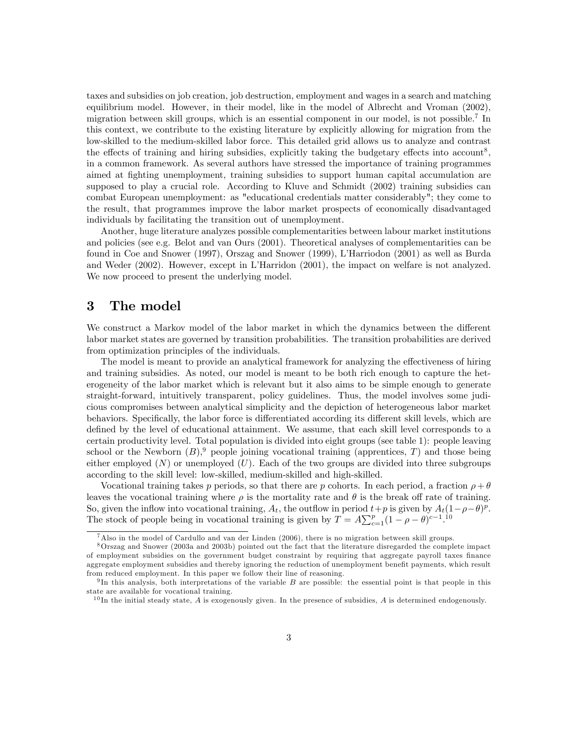taxes and subsidies on job creation, job destruction, employment and wages in a search and matching equilibrium model. However, in their model, like in the model of Albrecht and Vroman (2002), migration between skill groups, which is an essential component in our model, is not possible.[7] In this context, we contribute to the existing literature by explicitly allowing for migration from the low-skilled to the medium-skilled labor force. This detailed grid allows us to analyze and contrast the effects of training and hiring subsidies, explicitly taking the budgetary effects into account[8], in a common framework. As several authors have stressed the importance of training programmes aimed at fighting unemployment, training subsidies to support human capital accumulation are supposed to play a crucial role. According to Kluve and Schmidt (2002) training subsidies can combat European unemployment: as "educational credentials matter considerably"; they come to the result, that programmes improve the labor market prospects of economically disadvantaged individuals by facilitating the transition out of unemployment.

Another, huge literature analyzes possible complementarities between labour market institutions and policies (see e.g. Belot and van Ours (2001). Theoretical analyses of complementarities can be found in Coe and Snower (1997), Orszag and Snower (1999), L'Harriodon (2001) as well as Burda and Weder (2002). However, except in L'Harridon (2001), the impact on welfare is not analyzed. We now proceed to present the underlying model.

# 3 The model

We construct a Markov model of the labor market in which the dynamics between the different labor market states are governed by transition probabilities. The transition probabilities are derived from optimization principles of the individuals.

The model is meant to provide an analytical framework for analyzing the effectiveness of hiring and training subsidies. As noted, our model is meant to be both rich enough to capture the heterogeneity of the labor market which is relevant but it also aims to be simple enough to generate straight-forward, intuitively transparent, policy guidelines. Thus, the model involves some judicious compromises between analytical simplicity and the depiction of heterogeneous labor market behaviors. Specifically, the labor force is differentiated according its different skill levels, which are defined by the level of educational attainment. We assume, that each skill level corresponds to a certain productivity level. Total population is divided into eight groups (see table 1): people leaving school or the Newborn ($B$),[9] people joining vocational training (apprentices, $T$) and those being either employed ($N$) or unemployed ($U$). Each of the two groups are divided into three subgroups according to the skill level: low-skilled, medium-skilled and high-skilled.

Vocational training takes $p$ periods, so that there are $p$ cohorts. In each period, a fraction $\rho + \theta$ leaves the vocational training where $\rho$ is the mortality rate and $\theta$ is the break off rate of training. So, given the inflow into vocational training, $A_t$, the outflow in period $t+p$ is given by $A_t(1-\rho-\theta)^p$. The stock of people being in vocational training is given by $T = A\sum_{c=1}^{p}(1-\rho-\theta)^{c-1}$.[10]

[7] Also in the model of Cardullo and van der Linden (2006), there is no migration between skill groups.

[8] Orszag and Snower (2003a and 2003b) pointed out the fact that the literature disregarded the complete impact of employment subsidies on the government budget constraint by requiring that aggregate payroll taxes finance aggregate employment subsidies and thereby ignoring the reduction of unemployment benefit payments, which result from reduced employment. In this paper we follow their line of reasoning.

[9] In this analysis, both interpretations of the variable $B$ are possible: the essential point is that people in this state are available for vocational training.

[10] In the initial steady state, $A$ is exogenously given. In the presence of subsidies, $A$ is determined endogenously.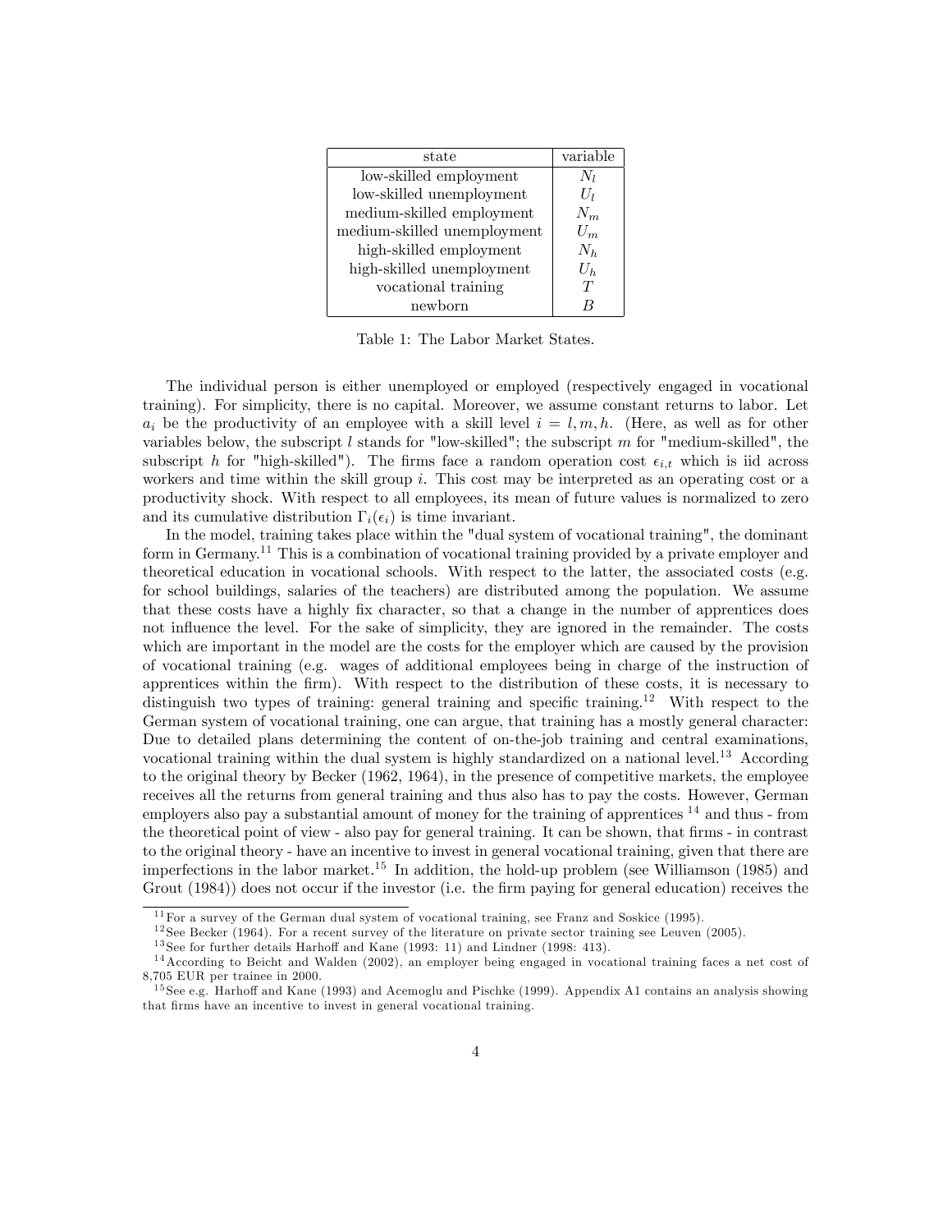| state | variable |
|---|---|
| low-skilled employment | $N_l$ |
| low-skilled unemployment | $U_l$ |
| medium-skilled employment | $N_m$ |
| medium-skilled unemployment | $U_m$ |
| high-skilled employment | $N_h$ |
| high-skilled unemployment | $U_h$ |
| vocational training | $T$ |
| newborn | $B$ |

Table 1: The Labor Market States.

The individual person is either unemployed or employed (respectively engaged in vocational training). For simplicity, there is no capital. Moreover, we assume constant returns to labor. Let $a_i$ be the productivity of an employee with a skill level $i = l, m, h$. (Here, as well as for other variables below, the subscript $l$ stands for "low-skilled"; the subscript $m$ for "medium-skilled", the subscript $h$ for "high-skilled"). The firms face a random operation cost $\epsilon_{i,t}$ which is iid across workers and time within the skill group $i$. This cost may be interpreted as an operating cost or a productivity shock. With respect to all employees, its mean of future values is normalized to zero and its cumulative distribution $\Gamma_i(\epsilon_i)$ is time invariant.

In the model, training takes place within the "dual system of vocational training", the dominant form in Germany.[11] This is a combination of vocational training provided by a private employer and theoretical education in vocational schools. With respect to the latter, the associated costs (e.g. for school buildings, salaries of the teachers) are distributed among the population. We assume that these costs have a highly fix character, so that a change in the number of apprentices does not influence the level. For the sake of simplicity, they are ignored in the remainder. The costs which are important in the model are the costs for the employer which are caused by the provision of vocational training (e.g. wages of additional employees being in charge of the instruction of apprentices within the firm). With respect to the distribution of these costs, it is necessary to distinguish two types of training: general training and specific training.[12] With respect to the German system of vocational training, one can argue, that training has a mostly general character: Due to detailed plans determining the content of on-the-job training and central examinations, vocational training within the dual system is highly standardized on a national level.[13] According to the original theory by Becker (1962, 1964), in the presence of competitive markets, the employee receives all the returns from general training and thus also has to pay the costs. However, German employers also pay a substantial amount of money for the training of apprentices [14] and thus - from the theoretical point of view - also pay for general training. It can be shown, that firms - in contrast to the original theory - have an incentive to invest in general vocational training, given that there are imperfections in the labor market.[15] In addition, the hold-up problem (see Williamson (1985) and Grout (1984)) does not occur if the investor (i.e. the firm paying for general education) receives the

[11] For a survey of the German dual system of vocational training, see Franz and Soskice (1995).

[12] See Becker (1964). For a recent survey of the literature on private sector training see Leuven (2005).

[13] See for further details Harhoff and Kane (1993: 11) and Lindner (1998: 413).

[14] According to Beicht and Walden (2002), an employer being engaged in vocational training faces a net cost of 8,705 EUR per trainee in 2000.

[15] See e.g. Harhoff and Kane (1993) and Acemoglu and Pischke (1999). Appendix A1 contains an analysis showing that firms have an incentive to invest in general vocational training.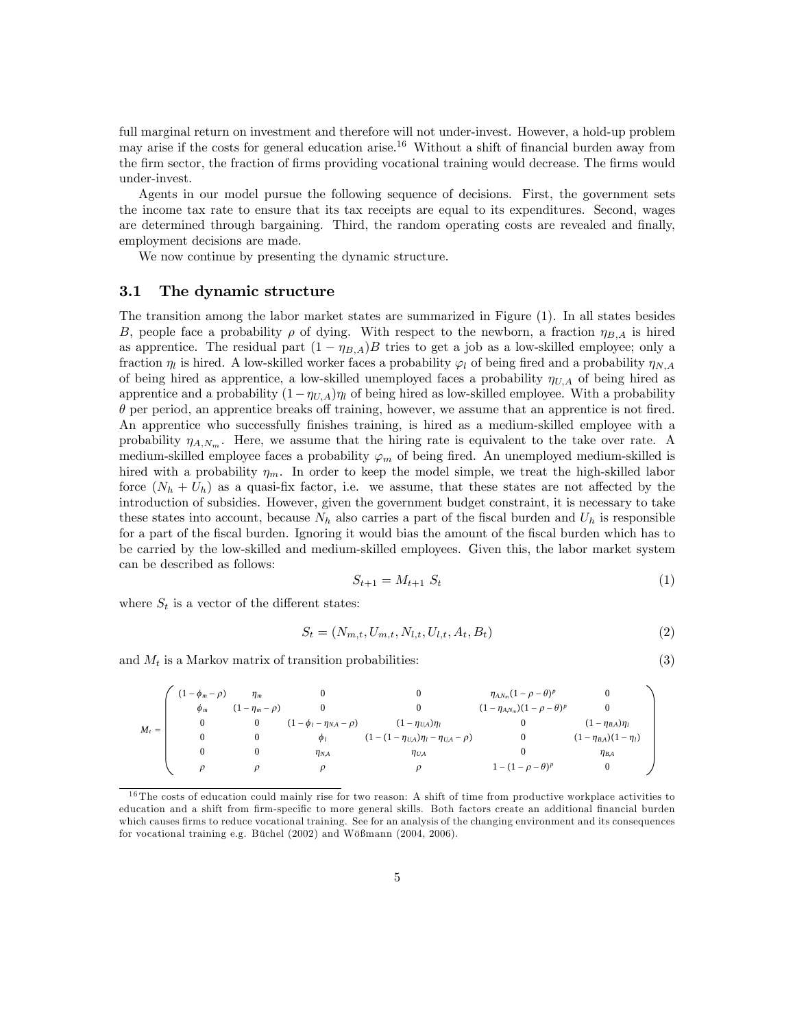full marginal return on investment and therefore will not under-invest. However, a hold-up problem may arise if the costs for general education arise.[16] Without a shift of financial burden away from the firm sector, the fraction of firms providing vocational training would decrease. The firms would under-invest.

Agents in our model pursue the following sequence of decisions. First, the government sets the income tax rate to ensure that its tax receipts are equal to its expenditures. Second, wages are determined through bargaining. Third, the random operating costs are revealed and finally, employment decisions are made.

We now continue by presenting the dynamic structure.

### 3.1 The dynamic structure

The transition among the labor market states are summarized in Figure (1). In all states besides $B$, people face a probability $\rho$ of dying. With respect to the newborn, a fraction $\eta_{B,A}$ is hired as apprentice. The residual part $(1 - \eta_{B,A})B$ tries to get a job as a low-skilled employee; only a fraction $\eta_l$ is hired. A low-skilled worker faces a probability $\varphi_l$ of being fired and a probability $\eta_{N,A}$ of being hired as apprentice, a low-skilled unemployed faces a probability $\eta_{U,A}$ of being hired as apprentice and a probability $(1 - \eta_{U,A})\eta_l$ of being hired as low-skilled employee. With a probability $\theta$ per period, an apprentice breaks off training, however, we assume that an apprentice is not fired. An apprentice who successfully finishes training, is hired as a medium-skilled employee with a probability $\eta_{A,N_m}$. Here, we assume that the hiring rate is equivalent to the take over rate. A medium-skilled employee faces a probability $\varphi_m$ of being fired. An unemployed medium-skilled is hired with a probability $\eta_m$. In order to keep the model simple, we treat the high-skilled labor force $(N_h + U_h)$ as a quasi-fix factor, i.e. we assume, that these states are not affected by the introduction of subsidies. However, given the government budget constraint, it is necessary to take these states into account, because $N_h$ also carries a part of the fiscal burden and $U_h$ is responsible for a part of the fiscal burden. Ignoring it would bias the amount of the fiscal burden which has to be carried by the low-skilled and medium-skilled employees. Given this, the labor market system can be described as follows:

$$S_{t+1} = M_{t+1}\ S_t \tag{1}$$

where $S_t$ is a vector of the different states:

$$S_t = (N_{m,t}, U_{m,t}, N_{l,t}, U_{l,t}, A_t, B_t) \tag{2}$$

and $M_t$ is a Markov matrix of transition probabilities: (3)

$$M_t = \begin{pmatrix} (1-\phi_m-\rho) & \eta_m & 0 & 0 & \eta_{A,N_m}(1-\rho-\theta)^p & 0 \\ \phi_m & (1-\eta_m-\rho) & 0 & 0 & (1-\eta_{A,N_m})(1-\rho-\theta)^p & 0 \\ 0 & 0 & (1-\phi_l-\eta_{N,A}-\rho) & (1-\eta_{U,A})\eta_l & 0 & (1-\eta_{B,A})\eta_l \\ 0 & 0 & \phi_l & (1-(1-\eta_{U,A})\eta_l-\eta_{U,A}-\rho) & 0 & (1-\eta_{B,A})(1-\eta_l) \\ 0 & 0 & \eta_{N,A} & \eta_{U,A} & 0 & \eta_{B,A} \\ \rho & \rho & \rho & \rho & 1-(1-\rho-\theta)^p & 0 \end{pmatrix}$$

[16] The costs of education could mainly rise for two reason: A shift of time from productive workplace activities to education and a shift from firm-specific to more general skills. Both factors create an additional financial burden which causes firms to reduce vocational training. See for an analysis of the changing environment and its consequences for vocational training e.g. Büchel (2002) and Wößmann (2004, 2006).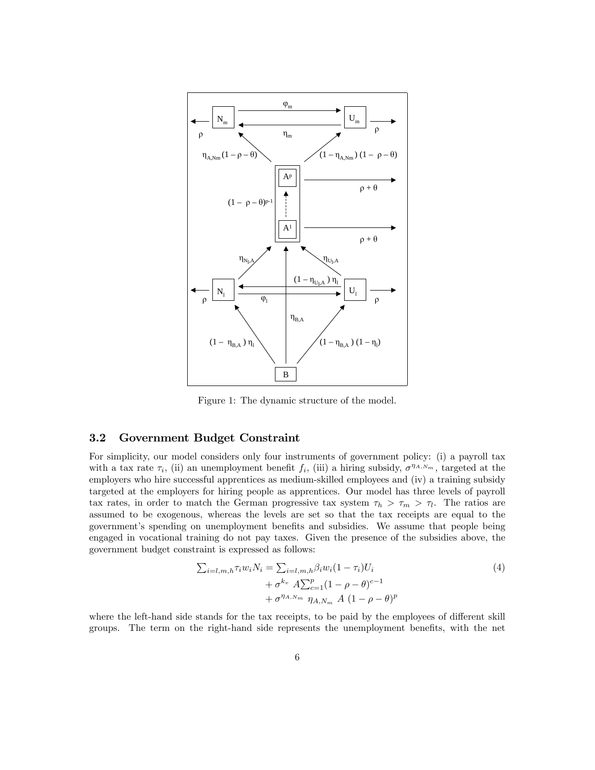Figure 1: The dynamic structure of the model.

### 3.2 Government Budget Constraint

For simplicity, our model considers only four instruments of government policy: (i) a payroll tax with a tax rate $\tau_i$, (ii) an unemployment benefit $f_i$, (iii) a hiring subsidy, $\sigma^{\eta_{A,N_m}}$, targeted at the employers who hire successful apprentices as medium-skilled employees and (iv) a training subsidy targeted at the employers for hiring people as apprentices. Our model has three levels of payroll tax rates, in order to match the German progressive tax system $\tau_h > \tau_m > \tau_l$. The ratios are assumed to be exogenous, whereas the levels are set so that the tax receipts are equal to the government's spending on unemployment benefits and subsidies. We assume that people being engaged in vocational training do not pay taxes. Given the presence of the subsidies above, the government budget constraint is expressed as follows:

$$
\begin{aligned}
\sum\nolimits_{i=l,m,h} \tau_i w_i N_i = & \sum\nolimits_{i=l,m,h} \beta_i w_i (1-\tau_i) U_i \\
& + \sigma^{k_v} \; A \sum\nolimits_{c=1}^{p} (1-\rho-\theta)^{c-1} \\
& + \sigma^{\eta_{A,N_m}} \; \eta_{A,N_m} \; A \; (1-\rho-\theta)^p
\end{aligned}
\tag{4}
$$

where the left-hand side stands for the tax receipts, to be paid by the employees of different skill groups. The term on the right-hand side represents the unemployment benefits, with the net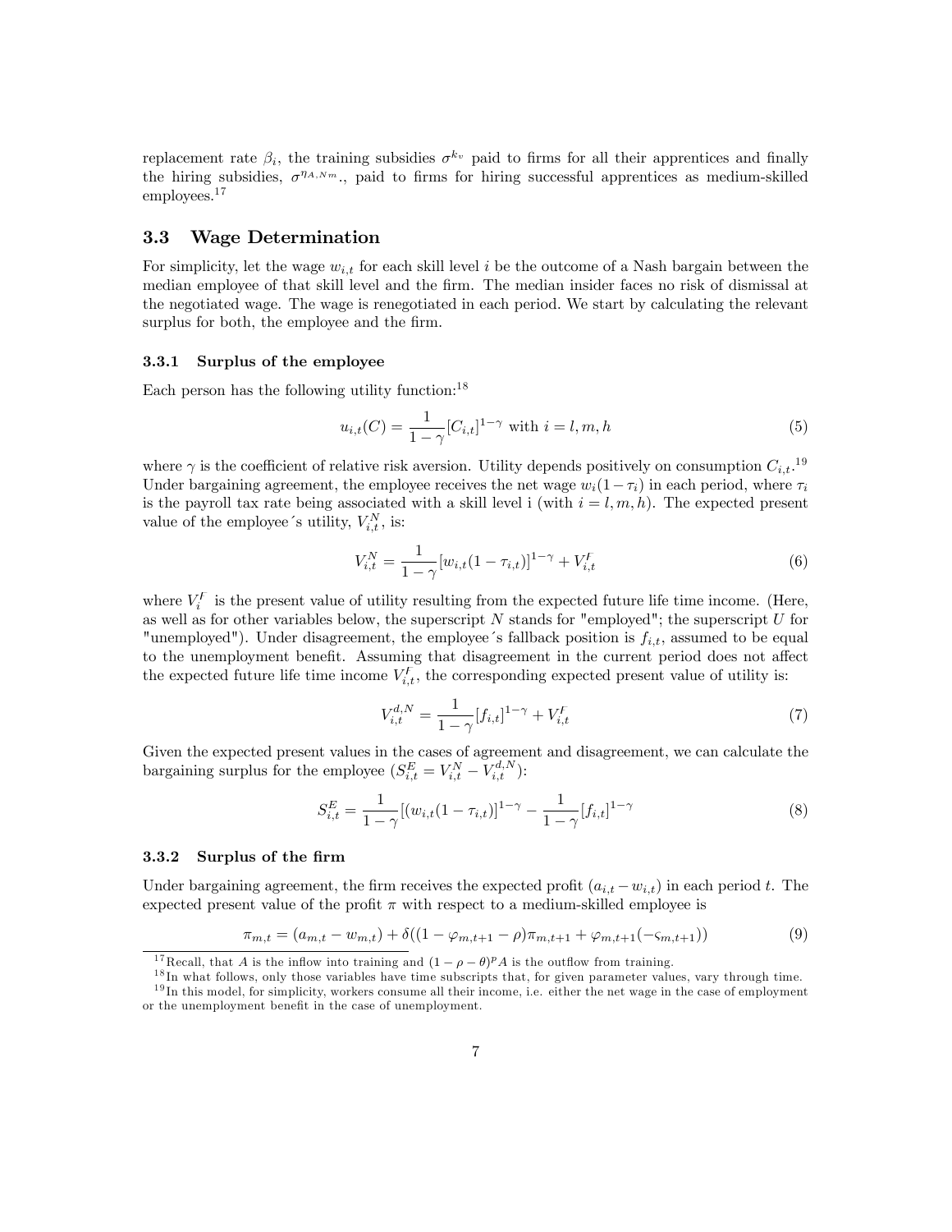replacement rate $\beta_i$, the training subsidies $\sigma^{k_v}$ paid to firms for all their apprentices and finally the hiring subsidies, $\sigma^{\eta_{A,Nm}}$., paid to firms for hiring successful apprentices as medium-skilled employees.[17]

## 3.3 Wage Determination

For simplicity, let the wage $w_{i,t}$ for each skill level $i$ be the outcome of a Nash bargain between the median employee of that skill level and the firm. The median insider faces no risk of dismissal at the negotiated wage. The wage is renegotiated in each period. We start by calculating the relevant surplus for both, the employee and the firm.

### 3.3.1 Surplus of the employee

Each person has the following utility function:[18]

$$u_{i,t}(C) = \frac{1}{1-\gamma}[C_{i,t}]^{1-\gamma} \text{ with } i = l, m, h \tag{5}$$

where $\gamma$ is the coefficient of relative risk aversion. Utility depends positively on consumption $C_{i,t}$.[19] Under bargaining agreement, the employee receives the net wage $w_i(1-\tau_i)$ in each period, where $\tau_i$ is the payroll tax rate being associated with a skill level i (with $i = l, m, h$). The expected present value of the employee´s utility, $V_{i,t}^N$, is:

$$V_{i,t}^N = \frac{1}{1-\gamma}[w_{i,t}(1-\tau_{i,t})]^{1-\gamma} + V_{i,t}^F \tag{6}$$

where $V_i^F$ is the present value of utility resulting from the expected future life time income. (Here, as well as for other variables below, the superscript $N$ stands for "employed"; the superscript $U$ for "unemployed"). Under disagreement, the employee´s fallback position is $f_{i,t}$, assumed to be equal to the unemployment benefit. Assuming that disagreement in the current period does not affect the expected future life time income $V_{i,t}^F$, the corresponding expected present value of utility is:

$$V_{i,t}^{d,N} = \frac{1}{1-\gamma}[f_{i,t}]^{1-\gamma} + V_{i,t}^F \tag{7}$$

Given the expected present values in the cases of agreement and disagreement, we can calculate the bargaining surplus for the employee ($S_{i,t}^E = V_{i,t}^N - V_{i,t}^{d,N}$):

$$S_{i,t}^E = \frac{1}{1-\gamma}[(w_{i,t}(1-\tau_{i,t})]^{1-\gamma} - \frac{1}{1-\gamma}[f_{i,t}]^{1-\gamma} \tag{8}$$

### 3.3.2 Surplus of the firm

Under bargaining agreement, the firm receives the expected profit $(a_{i,t} - w_{i,t})$ in each period $t$. The expected present value of the profit $\pi$ with respect to a medium-skilled employee is

$$\pi_{m,t} = (a_{m,t} - w_{m,t}) + \delta((1 - \varphi_{m,t+1} - \rho)\pi_{m,t+1} + \varphi_{m,t+1}(-\varsigma_{m,t+1})) \tag{9}$$

[17] Recall, that $A$ is the inflow into training and $(1-\rho-\theta)^p A$ is the outflow from training.

[18] In what follows, only those variables have time subscripts that, for given parameter values, vary through time.

[19] In this model, for simplicity, workers consume all their income, i.e. either the net wage in the case of employment or the unemployment benefit in the case of unemployment.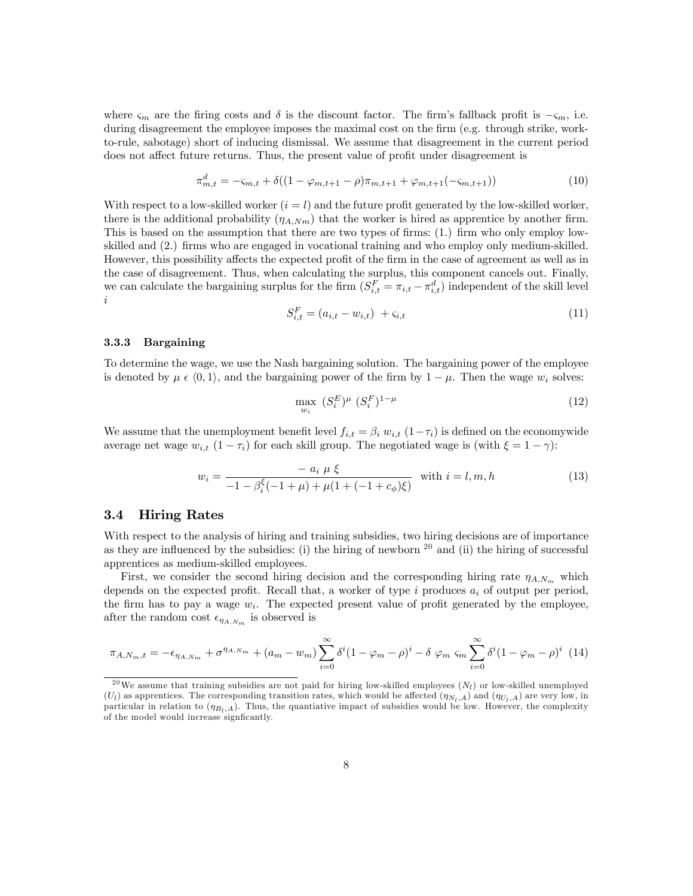where $\varsigma_m$ are the firing costs and $\delta$ is the discount factor. The firm's fallback profit is $-\varsigma_m$, i.e. during disagreement the employee imposes the maximal cost on the firm (e.g. through strike, work-to-rule, sabotage) short of inducing dismissal. We assume that disagreement in the current period does not affect future returns. Thus, the present value of profit under disagreement is

$$\pi^d_{m,t} = -\varsigma_{m,t} + \delta((1-\varphi_{m,t+1}-\rho)\pi_{m,t+1} + \varphi_{m,t+1}(-\varsigma_{m,t+1})) \tag{10}$$

With respect to a low-skilled worker ($i = l$) and the future profit generated by the low-skilled worker, there is the additional probability ($\eta_{A,Nm}$) that the worker is hired as apprentice by another firm. This is based on the assumption that there are two types of firms: (1.) firm who only employ low-skilled and (2.) firms who are engaged in vocational training and who employ only medium-skilled. However, this possibility affects the expected profit of the firm in the case of agreement as well as in the case of disagreement. Thus, when calculating the surplus, this component cancels out. Finally, we can calculate the bargaining surplus for the firm ($S^F_{i,t} = \pi_{i,t} - \pi^d_{i,t}$) independent of the skill level $i$

$$S^F_{i,t} = (a_{i,t} - w_{i,t}) \ + \varsigma_{i,t} \tag{11}$$

### 3.3.3 Bargaining

To determine the wage, we use the Nash bargaining solution. The bargaining power of the employee is denoted by $\mu \ \epsilon \ \langle 0, 1 \rangle$, and the bargaining power of the firm by $1 - \mu$. Then the wage $w_i$ solves:

$$\max_{w_i} \ (S^E_i)^\mu \ (S^F_i)^{1-\mu} \tag{12}$$

We assume that the unemployment benefit level $f_{i,t} = \beta_i \ w_{i,t} \ (1-\tau_i)$ is defined on the economywide average net wage $w_{i,t} \ (1-\tau_i)$ for each skill group. The negotiated wage is (with $\xi = 1 - \gamma$):

$$w_i = \frac{- \ a_i \ \mu \ \xi}{-1 - \beta^\xi_i(-1+\mu) + \mu(1 + (-1+c_\phi)\xi)} \ \text{ with } i = l, m, h \tag{13}$$

## 3.4 Hiring Rates

With respect to the analysis of hiring and training subsidies, two hiring decisions are of importance as they are influenced by the subsidies: (i) the hiring of newborn [20] and (ii) the hiring of successful apprentices as medium-skilled employees.

First, we consider the second hiring decision and the corresponding hiring rate $\eta_{A,N_m}$ which depends on the expected profit. Recall that, a worker of type $i$ produces $a_i$ of output per period, the firm has to pay a wage $w_i$. The expected present value of profit generated by the employee, after the random cost $\epsilon_{\eta_{A,N_m}}$ is observed is

$$\pi_{A,N_m,t} = -\epsilon_{\eta_{A,N_m}} + \sigma^{\eta_{A,N_m}} + (a_m - w_m)\sum_{i=0}^{\infty}\delta^i(1-\varphi_m-\rho)^i - \delta \ \varphi_m \ \varsigma_m \sum_{i=0}^{\infty}\delta^i(1-\varphi_m-\rho)^i \tag{14}$$

[20] We assume that training subsidies are not paid for hiring low-skilled employees ($N_l$) or low-skilled unemployed ($U_l$) as apprentices. The corresponding transition rates, which would be affected ($\eta_{N_l,A}$) and ($\eta_{U_l,A}$) are very low, in particular in relation to ($\eta_{B_l,A}$). Thus, the quantiative impact of subsidies would be low. However, the complexity of the model would increase signficantly.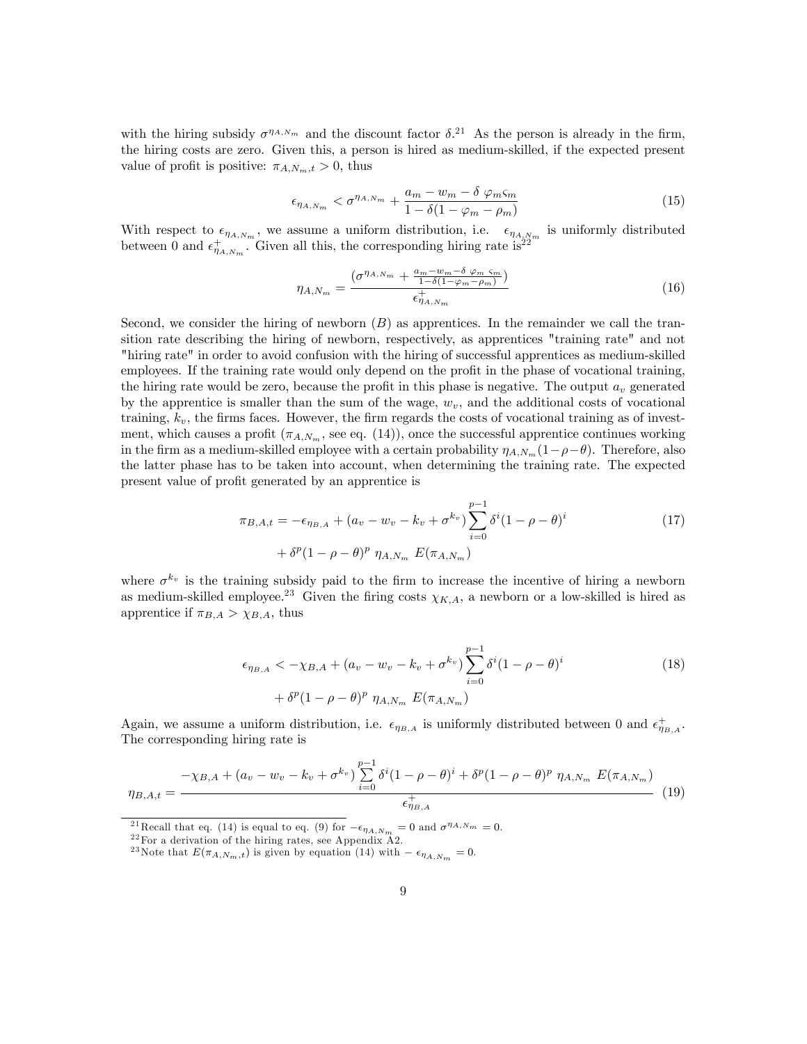with the hiring subsidy $\sigma^{\eta_{A,N_m}}$ and the discount factor $\delta$.[21] As the person is already in the firm, the hiring costs are zero. Given this, a person is hired as medium-skilled, if the expected present value of profit is positive: $\pi_{A,N_m,t} > 0$, thus

$$\epsilon_{\eta_{A,N_m}} < \sigma^{\eta_{A,N_m}} + \frac{a_m - w_m - \delta\ \varphi_m \varsigma_m}{1 - \delta(1 - \varphi_m - \rho_m)} \tag{15}$$

With respect to $\epsilon_{\eta_{A,N_m}}$, we assume a uniform distribution, i.e. $\epsilon_{\eta_{A,N_m}}$ is uniformly distributed between 0 and $\epsilon^+_{\eta_{A,N_m}}$. Given all this, the corresponding hiring rate is[22]

$$\eta_{A,N_m} = \frac{\left(\sigma^{\eta_{A,N_m}} + \frac{a_m - w_m - \delta\ \varphi_m\ \varsigma_m}{1-\delta(1-\varphi_m-\rho_m)}\right)}{\epsilon^+_{\eta_{A,N_m}}} \tag{16}$$

Second, we consider the hiring of newborn ($B$) as apprentices. In the remainder we call the transition rate describing the hiring of newborn, respectively, as apprentices "training rate" and not "hiring rate" in order to avoid confusion with the hiring of successful apprentices as medium-skilled employees. If the training rate would only depend on the profit in the phase of vocational training, the hiring rate would be zero, because the profit in this phase is negative. The output $a_v$ generated by the apprentice is smaller than the sum of the wage, $w_v$, and the additional costs of vocational training, $k_v$, the firms faces. However, the firm regards the costs of vocational training as of investment, which causes a profit ($\pi_{A,N_m}$, see eq. (14)), once the successful apprentice continues working in the firm as a medium-skilled employee with a certain probability $\eta_{A,N_m}(1-\rho-\theta)$. Therefore, also the latter phase has to be taken into account, when determining the training rate. The expected present value of profit generated by an apprentice is

$$\begin{aligned}\pi_{B,A,t} = &-\epsilon_{\eta_{B,A}} + (a_v - w_v - k_v + \sigma^{k_v})\sum_{i=0}^{p-1}\delta^i(1-\rho-\theta)^i \\ &+ \delta^p(1-\rho-\theta)^p\ \eta_{A,N_m}\ E(\pi_{A,N_m})\end{aligned} \tag{17}$$

where $\sigma^{k_v}$ is the training subsidy paid to the firm to increase the incentive of hiring a newborn as medium-skilled employee.[23] Given the firing costs $\chi_{K,A}$, a newborn or a low-skilled is hired as apprentice if $\pi_{B,A} > \chi_{B,A}$, thus

$$\begin{aligned}\epsilon_{\eta_{B,A}} < &-\chi_{B,A} + (a_v - w_v - k_v + \sigma^{k_v})\sum_{i=0}^{p-1}\delta^i(1-\rho-\theta)^i \\ &+ \delta^p(1-\rho-\theta)^p\ \eta_{A,N_m}\ E(\pi_{A,N_m})\end{aligned} \tag{18}$$

Again, we assume a uniform distribution, i.e. $\epsilon_{\eta_{B,A}}$ is uniformly distributed between 0 and $\epsilon^+_{\eta_{B,A}}$. The corresponding hiring rate is

$$\eta_{B,A,t} = \frac{-\chi_{B,A} + (a_v - w_v - k_v + \sigma^{k_v})\sum\limits_{i=0}^{p-1}\delta^i(1-\rho-\theta)^i + \delta^p(1-\rho-\theta)^p\ \eta_{A,N_m}\ E(\pi_{A,N_m})}{\epsilon^+_{\eta_{B,A}}} \tag{19}$$

[21] Recall that eq. (14) is equal to eq. (9) for $-\epsilon_{\eta_{A,N_m}} = 0$ and $\sigma^{\eta_{A,N_m}} = 0$.

[22] For a derivation of the hiring rates, see Appendix A2.

[23] Note that $E(\pi_{A,N_m,t})$ is given by equation (14) with $-\epsilon_{\eta_{A,N_m}} = 0$.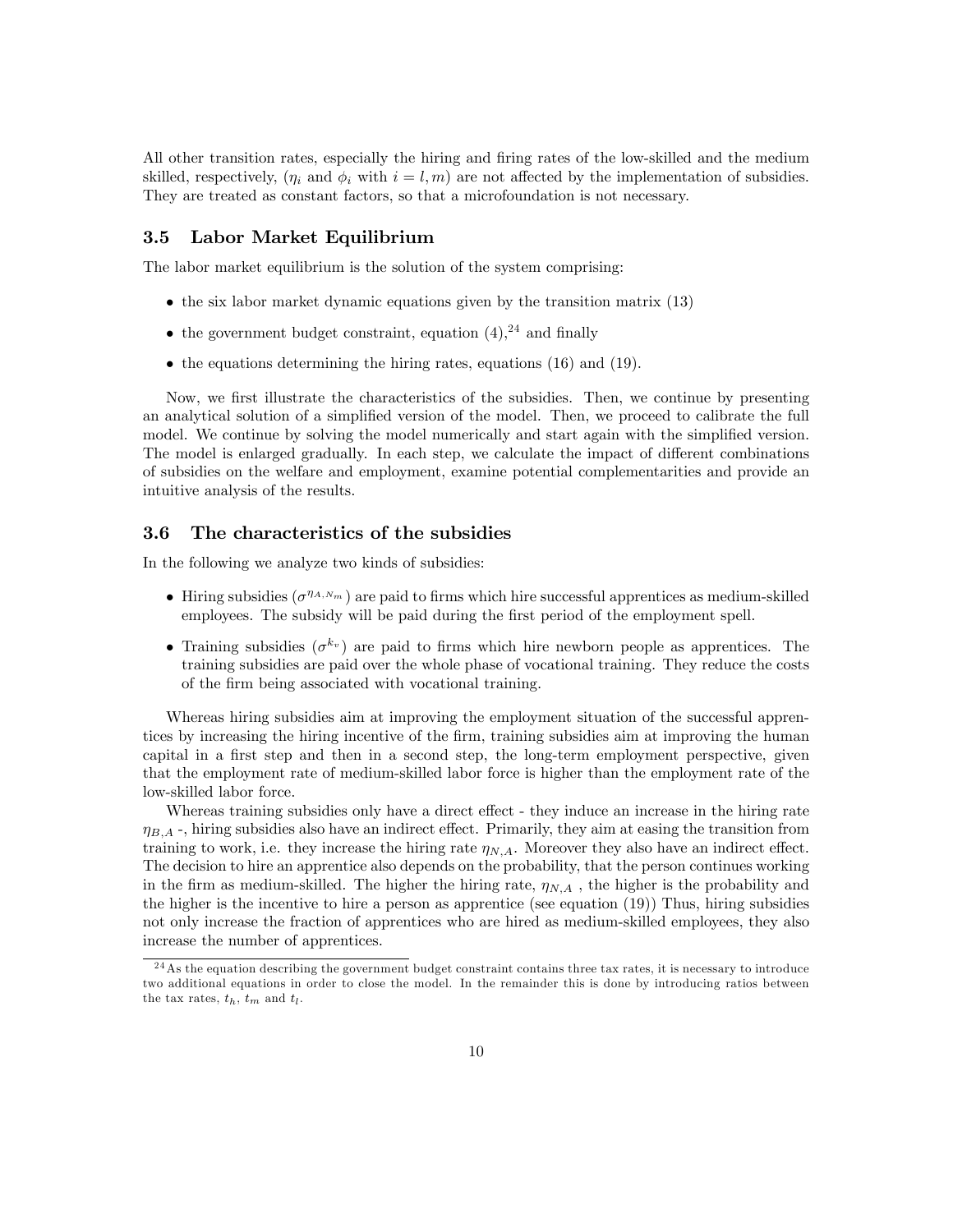All other transition rates, especially the hiring and firing rates of the low-skilled and the medium skilled, respectively, ($\eta_i$ and $\phi_i$ with $i = l, m$) are not affected by the implementation of subsidies. They are treated as constant factors, so that a microfoundation is not necessary.

### 3.5 Labor Market Equilibrium

The labor market equilibrium is the solution of the system comprising:

- the six labor market dynamic equations given by the transition matrix (13)
- the government budget constraint, equation (4),[24] and finally
- the equations determining the hiring rates, equations (16) and (19).

Now, we first illustrate the characteristics of the subsidies. Then, we continue by presenting an analytical solution of a simplified version of the model. Then, we proceed to calibrate the full model. We continue by solving the model numerically and start again with the simplified version. The model is enlarged gradually. In each step, we calculate the impact of different combinations of subsidies on the welfare and employment, examine potential complementarities and provide an intuitive analysis of the results.

### 3.6 The characteristics of the subsidies

In the following we analyze two kinds of subsidies:

- Hiring subsidies ($\sigma^{\eta_{A,N_m}}$) are paid to firms which hire successful apprentices as medium-skilled employees. The subsidy will be paid during the first period of the employment spell.
- Training subsidies ($\sigma^{k_v}$) are paid to firms which hire newborn people as apprentices. The training subsidies are paid over the whole phase of vocational training. They reduce the costs of the firm being associated with vocational training.

Whereas hiring subsidies aim at improving the employment situation of the successful apprentices by increasing the hiring incentive of the firm, training subsidies aim at improving the human capital in a first step and then in a second step, the long-term employment perspective, given that the employment rate of medium-skilled labor force is higher than the employment rate of the low-skilled labor force.

Whereas training subsidies only have a direct effect - they induce an increase in the hiring rate $\eta_{B,A}$ -, hiring subsidies also have an indirect effect. Primarily, they aim at easing the transition from training to work, i.e. they increase the hiring rate $\eta_{N,A}$. Moreover they also have an indirect effect. The decision to hire an apprentice also depends on the probability, that the person continues working in the firm as medium-skilled. The higher the hiring rate, $\eta_{N,A}$ , the higher is the probability and the higher is the incentive to hire a person as apprentice (see equation (19)) Thus, hiring subsidies not only increase the fraction of apprentices who are hired as medium-skilled employees, they also increase the number of apprentices.

[24] As the equation describing the government budget constraint contains three tax rates, it is necessary to introduce two additional equations in order to close the model. In the remainder this is done by introducing ratios between the tax rates, $t_h$, $t_m$ and $t_l$.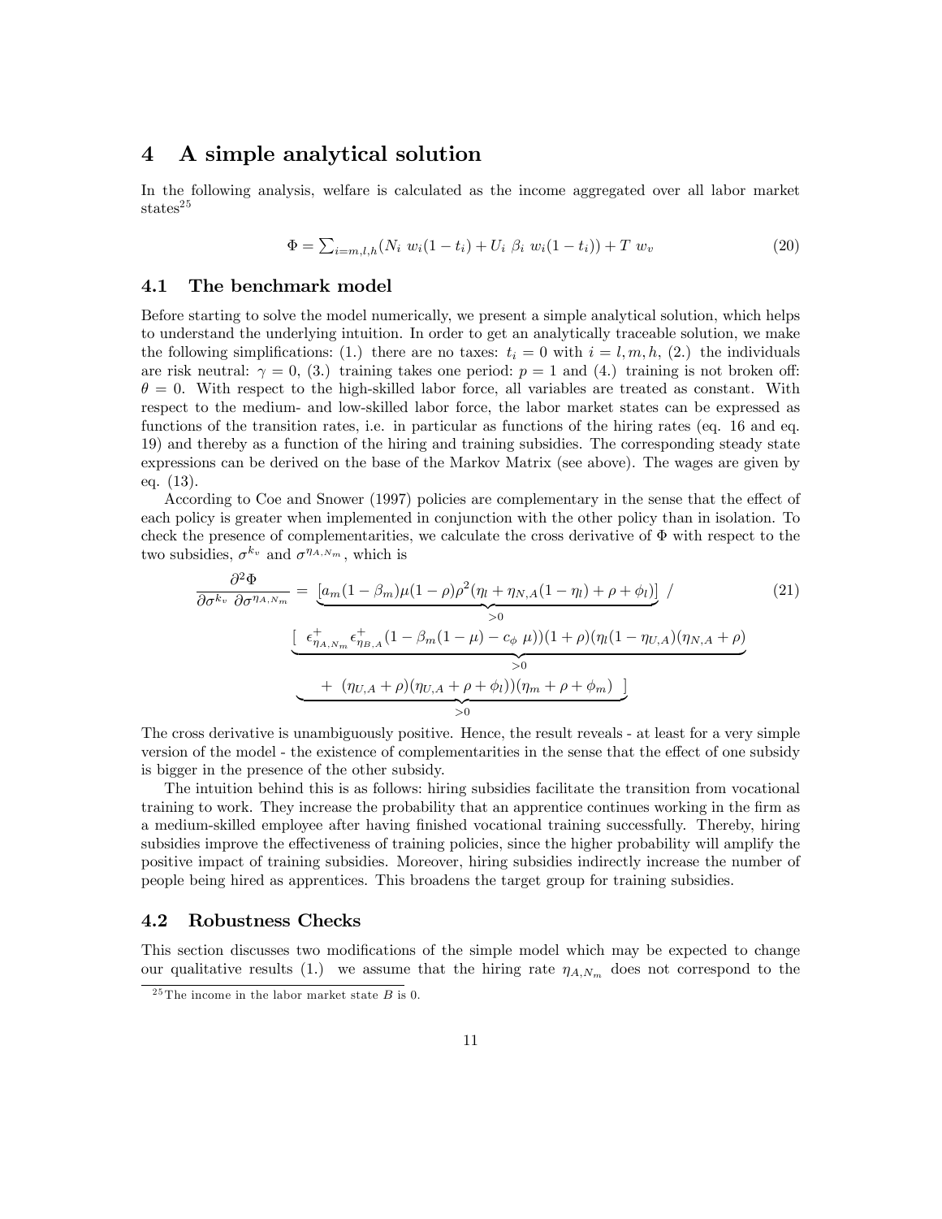# 4 A simple analytical solution

In the following analysis, welfare is calculated as the income aggregated over all labor market states[25]

$$\Phi = \sum_{i=m,l,h} (N_i \; w_i (1 - t_i) + U_i \; \beta_i \; w_i (1 - t_i)) + T \; w_v \tag{20}$$

## 4.1 The benchmark model

Before starting to solve the model numerically, we present a simple analytical solution, which helps to understand the underlying intuition. In order to get an analytically traceable solution, we make the following simplifications: (1.) there are no taxes: $t_i = 0$ with $i = l, m, h$, (2.) the individuals are risk neutral: $\gamma = 0$, (3.) training takes one period: $p = 1$ and (4.) training is not broken off: $\theta = 0$. With respect to the high-skilled labor force, all variables are treated as constant. With respect to the medium- and low-skilled labor force, the labor market states can be expressed as functions of the transition rates, i.e. in particular as functions of the hiring rates (eq. 16 and eq. 19) and thereby as a function of the hiring and training subsidies. The corresponding steady state expressions can be derived on the base of the Markov Matrix (see above). The wages are given by eq. (13).

According to Coe and Snower (1997) policies are complementary in the sense that the effect of each policy is greater when implemented in conjunction with the other policy than in isolation. To check the presence of complementarities, we calculate the cross derivative of $\Phi$ with respect to the two subsidies, $\sigma^{k_v}$ and $\sigma^{\eta_{A,N_m}}$, which is

$$\frac{\partial^2 \Phi}{\partial \sigma^{k_v} \; \partial \sigma^{\eta_{A,N_m}}} = \underbrace{[a_m(1-\beta_m)\mu(1-\rho)\rho^2(\eta_l + \eta_{N,A}(1-\eta_l) + \rho + \phi_l)]}_{>0} \; / \tag{21}$$

$$\underbrace{[\;\epsilon^{+}_{\eta_{A,N_m}} \epsilon^{+}_{\eta_{B,A}} (1 - \beta_m(1-\mu) - c_\phi \; \mu))(1+\rho)(\eta_l(1-\eta_{U,A})(\eta_{N,A} + \rho)}_{>0}$$

$$\underbrace{+ \; (\eta_{U,A} + \rho)(\eta_{U,A} + \rho + \phi_l))(\eta_m + \rho + \phi_m) \;]}_{>0}$$

The cross derivative is unambiguously positive. Hence, the result reveals - at least for a very simple version of the model - the existence of complementarities in the sense that the effect of one subsidy is bigger in the presence of the other subsidy.

The intuition behind this is as follows: hiring subsidies facilitate the transition from vocational training to work. They increase the probability that an apprentice continues working in the firm as a medium-skilled employee after having finished vocational training successfully. Thereby, hiring subsidies improve the effectiveness of training policies, since the higher probability will amplify the positive impact of training subsidies. Moreover, hiring subsidies indirectly increase the number of people being hired as apprentices. This broadens the target group for training subsidies.

## 4.2 Robustness Checks

This section discusses two modifications of the simple model which may be expected to change our qualitative results (1.) we assume that the hiring rate $\eta_{A,N_m}$ does not correspond to the

[25] The income in the labor market state $B$ is 0.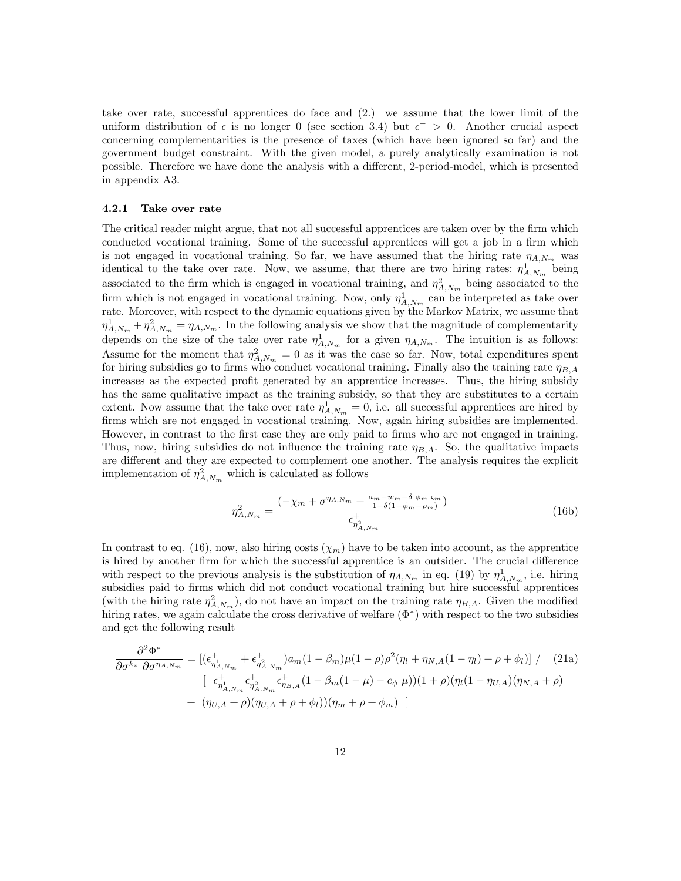take over rate, successful apprentices do face and (2.) we assume that the lower limit of the uniform distribution of $\epsilon$ is no longer 0 (see section 3.4) but $\epsilon^- > 0$. Another crucial aspect concerning complementarities is the presence of taxes (which have been ignored so far) and the government budget constraint. With the given model, a purely analytically examination is not possible. Therefore we have done the analysis with a different, 2-period-model, which is presented in appendix A3.

### 4.2.1 Take over rate

The critical reader might argue, that not all successful apprentices are taken over by the firm which conducted vocational training. Some of the successful apprentices will get a job in a firm which is not engaged in vocational training. So far, we have assumed that the hiring rate $\eta_{A,N_m}$ was identical to the take over rate. Now, we assume, that there are two hiring rates: $\eta^1_{A,N_m}$ being associated to the firm which is engaged in vocational training, and $\eta^2_{A,N_m}$ being associated to the firm which is not engaged in vocational training. Now, only $\eta^1_{A,N_m}$ can be interpreted as take over rate. Moreover, with respect to the dynamic equations given by the Markov Matrix, we assume that $\eta^1_{A,N_m} + \eta^2_{A,N_m} = \eta_{A,N_m}$. In the following analysis we show that the magnitude of complementarity depends on the size of the take over rate $\eta^1_{A,N_m}$ for a given $\eta_{A,N_m}$. The intuition is as follows: Assume for the moment that $\eta^2_{A,N_m} = 0$ as it was the case so far. Now, total expenditures spent for hiring subsidies go to firms who conduct vocational training. Finally also the training rate $\eta_{B,A}$ increases as the expected profit generated by an apprentice increases. Thus, the hiring subsidy has the same qualitative impact as the training subsidy, so that they are substitutes to a certain extent. Now assume that the take over rate $\eta^1_{A,N_m} = 0$, i.e. all successful apprentices are hired by firms which are not engaged in vocational training. Now, again hiring subsidies are implemented. However, in contrast to the first case they are only paid to firms who are not engaged in training. Thus, now, hiring subsidies do not influence the training rate $\eta_{B,A}$. So, the qualitative impacts are different and they are expected to complement one another. The analysis requires the explicit implementation of $\eta^2_{A,N_m}$ which is calculated as follows

$$
\eta^2_{A,N_m} = \frac{(-\chi_m + \sigma^{\eta_{A,N_m}} + \frac{a_m - w_m - \delta\ \phi_m\ \varsigma_m}{1-\delta(1-\phi_m-\rho_m)})}{\epsilon^+_{\eta^2_{A,N_m}}} \tag{16b}
$$

In contrast to eq. (16), now, also hiring costs ($\chi_m$) have to be taken into account, as the apprentice is hired by another firm for which the successful apprentice is an outsider. The crucial difference with respect to the previous analysis is the substitution of $\eta_{A,N_m}$ in eq. (19) by $\eta^1_{A,N_m}$, i.e. hiring subsidies paid to firms which did not conduct vocational training but hire successful apprentices (with the hiring rate $\eta^2_{A,N_m}$), do not have an impact on the training rate $\eta_{B,A}$. Given the modified hiring rates, we again calculate the cross derivative of welfare ($\Phi^*$) with respect to the two subsidies and get the following result

$$
\begin{aligned}
\frac{\partial^2 \Phi^*}{\partial \sigma^{k_v}\ \partial \sigma^{\eta_{A,N_m}}} = & [(\epsilon^+_{\eta^1_{A,N_m}} + \epsilon^+_{\eta^2_{A,N_m}}) a_m (1-\beta_m)\mu(1-\rho)\rho^2(\eta_l + \eta_{N,A}(1-\eta_l) + \rho + \phi_l)] \ / \\
& [\ \epsilon^+_{\eta^1_{A,N_m}} \epsilon^+_{\eta^2_{A,N_m}} \epsilon^+_{\eta_{B,A}} (1-\beta_m(1-\mu) - c_\phi\ \mu))(1+\rho)(\eta_l(1-\eta_{U,A})(\eta_{N,A}+\rho) \\
& +\ (\eta_{U,A}+\rho)(\eta_{U,A}+\rho+\phi_l))(\eta_m+\rho+\phi_m)\ \ ]
\end{aligned} \tag{21a}
$$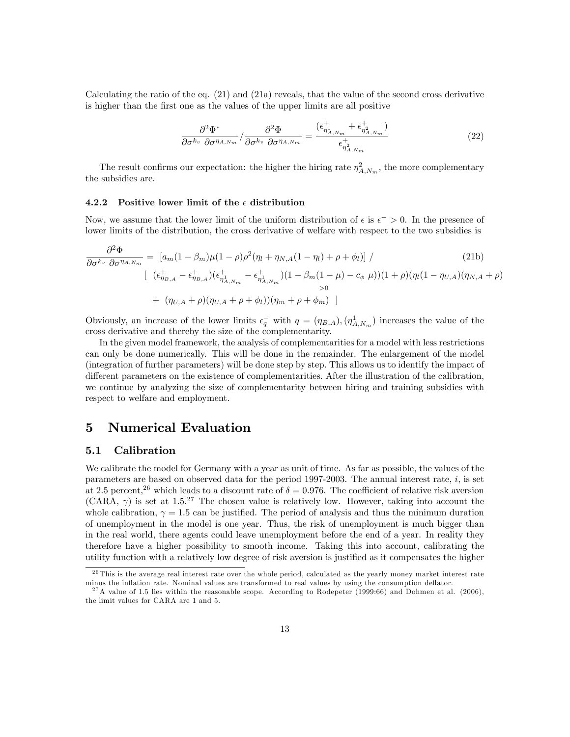Calculating the ratio of the eq. (21) and (21a) reveals, that the value of the second cross derivative is higher than the first one as the values of the upper limits are all positive

$$\frac{\partial^2 \Phi^*}{\partial \sigma^{k_v}\ \partial \sigma^{\eta_{A,N_m}}} / \frac{\partial^2 \Phi}{\partial \sigma^{k_v}\ \partial \sigma^{\eta_{A,N_m}}} = \frac{(\epsilon^+_{\eta^1_{A,N_m}} + \epsilon^+_{\eta^2_{A,N_m}})}{\epsilon^+_{\eta^2_{A,N_m}}} \tag{22}$$

The result confirms our expectation: the higher the hiring rate $\eta^2_{A,N_m}$, the more complementary the subsidies are.

#### 4.2.2 Positive lower limit of the $\epsilon$ distribution

Now, we assume that the lower limit of the uniform distribution of $\epsilon$ is $\epsilon^- > 0$. In the presence of lower limits of the distribution, the cross derivative of welfare with respect to the two subsidies is

$$\begin{aligned}
\frac{\partial^2 \Phi}{\partial \sigma^{k_v}\ \partial \sigma^{\eta_{A,N_m}}} = \ & [a_m(1-\beta_m)\mu(1-\rho)\rho^2(\eta_l + \eta_{N,A}(1-\eta_l) + \rho + \phi_l)] \ / \\
& [\ (\epsilon^+_{\eta_{B,A}} - \epsilon^+_{\eta_{B,A}})(\epsilon^+_{\eta^1_{A,N_m}} - \epsilon^+_{\eta^1_{A,N_m}})\underbrace{(1-\beta_m(1-\mu) - c_\phi\ \mu))}_{>0}(1+\rho)(\eta_l(1-\eta_{U,A})(\eta_{N,A}+\rho) \\
& +\ (\eta_{U,A}+\rho)(\eta_{U,A}+\rho+\phi_l))(\eta_m+\rho+\phi_m)\ \ ]
\end{aligned} \tag{21b}$$

Obviously, an increase of the lower limits $\epsilon^-_q$ with $q = (\eta_{B,A}), (\eta^1_{A,N_m})$ increases the value of the cross derivative and thereby the size of the complementarity.

In the given model framework, the analysis of complementarities for a model with less restrictions can only be done numerically. This will be done in the remainder. The enlargement of the model (integration of further parameters) will be done step by step. This allows us to identify the impact of different parameters on the existence of complementarities. After the illustration of the calibration, we continue by analyzing the size of complementarity between hiring and training subsidies with respect to welfare and employment.

## 5 Numerical Evaluation

### 5.1 Calibration

We calibrate the model for Germany with a year as unit of time. As far as possible, the values of the parameters are based on observed data for the period 1997-2003. The annual interest rate, $i$, is set at 2.5 percent,[26] which leads to a discount rate of $\delta = 0.976$. The coefficient of relative risk aversion (CARA, $\gamma$) is set at 1.5.[27] The chosen value is relatively low. However, taking into account the whole calibration, $\gamma = 1.5$ can be justified. The period of analysis and thus the minimum duration of unemployment in the model is one year. Thus, the risk of unemployment is much bigger than in the real world, there agents could leave unemployment before the end of a year. In reality they therefore have a higher possibility to smooth income. Taking this into account, calibrating the utility function with a relatively low degree of risk aversion is justified as it compensates the higher

[26] This is the average real interest rate over the whole period, calculated as the yearly money market interest rate minus the inflation rate. Nominal values are transformed to real values by using the consumption deflator.

[27] A value of 1.5 lies within the reasonable scope. According to Rodepeter (1999:66) and Dohmen et al. (2006), the limit values for CARA are 1 and 5.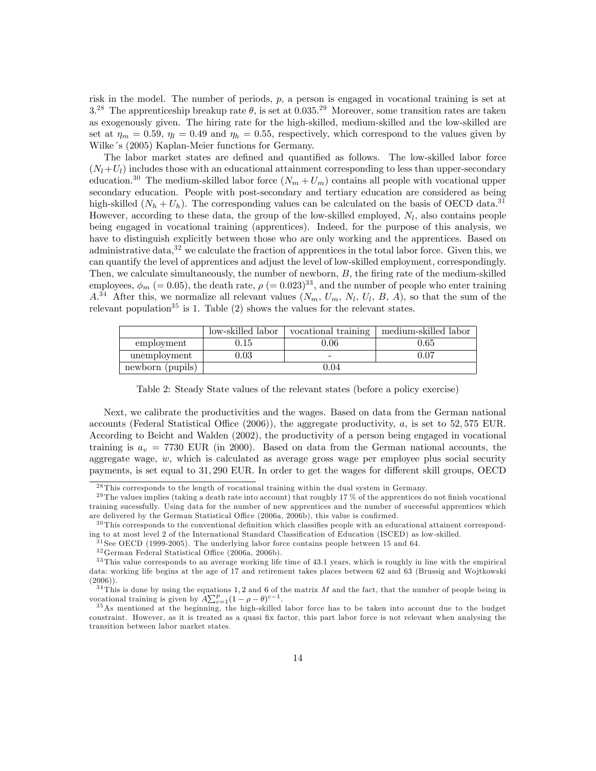risk in the model. The number of periods, $p$, a person is engaged in vocational training is set at 3.[28] The apprenticeship breakup rate $\theta$, is set at 0.035.[29] Moreover, some transition rates are taken as exogenously given. The hiring rate for the high-skilled, medium-skilled and the low-skilled are set at $\eta_m = 0.59$, $\eta_l = 0.49$ and $\eta_h = 0.55$, respectively, which correspond to the values given by Wilke´s (2005) Kaplan-Meier functions for Germany.

The labor market states are defined and quantified as follows. The low-skilled labor force ($N_l + U_l$) includes those with an educational attainment corresponding to less than upper-secondary education.[30] The medium-skilled labor force ($N_m + U_m$) contains all people with vocational upper secondary education. People with post-secondary and tertiary education are considered as being high-skilled ($N_h + U_h$). The corresponding values can be calculated on the basis of OECD data.[31] However, according to these data, the group of the low-skilled employed, $N_l$, also contains people being engaged in vocational training (apprentices). Indeed, for the purpose of this analysis, we have to distinguish explicitly between those who are only working and the apprentices. Based on administrative data,[32] we calculate the fraction of apprentices in the total labor force. Given this, we can quantify the level of apprentices and adjust the level of low-skilled employment, correspondingly. Then, we calculate simultaneously, the number of newborn, $B$, the firing rate of the medium-skilled employees, $\phi_m$ (= 0.05), the death rate, $\rho$ (= 0.023)[33], and the number of people who enter training $A$.[34] After this, we normalize all relevant values ($N_m$, $U_m$, $N_l$, $U_l$, $B$, $A$), so that the sum of the relevant population[35] is 1. Table (2) shows the values for the relevant states.

| | low-skilled labor | vocational training | medium-skilled labor |
|---|---|---|---|
| employment | 0.15 | 0.06 | 0.65 |
| unemployment | 0.03 | - | 0.07 |
| newborn (pupils) | 0.04 | | |

Table 2: Steady State values of the relevant states (before a policy exercise)

Next, we calibrate the productivities and the wages. Based on data from the German national accounts (Federal Statistical Office (2006)), the aggregate productivity, $a$, is set to 52,575 EUR. According to Beicht and Walden (2002), the productivity of a person being engaged in vocational training is $a_v = 7730$ EUR (in 2000). Based on data from the German national accounts, the aggregate wage, $w$, which is calculated as average gross wage per employee plus social security payments, is set equal to 31,290 EUR. In order to get the wages for different skill groups, OECD

[28] This corresponds to the length of vocational training within the dual system in Germany.

[29] The values implies (taking a death rate into account) that roughly 17 % of the apprentices do not finish vocational training sucessfully. Using data for the number of new apprentices and the number of successful apprentices which are delivered by the German Statistical Office (2006a, 2006b), this value is confirmed.

[30] This corresponds to the conventional definition which classifies people with an educational attainent corresponding to at most level 2 of the International Standard Classification of Education (ISCED) as low-skilled.

[31] See OECD (1999-2005). The underlying labor force contains people between 15 and 64.

[32] German Federal Statistical Office (2006a, 2006b).

[33] This value corresponds to an average working life time of 43.1 years, which is roughly in line with the empirical data: working life begins at the age of 17 and retirement takes places between 62 and 63 (Brussig and Wojtkowski (2006)).

[34] This is done by using the equations 1, 2 and 6 of the matrix $M$ and the fact, that the number of people being in vocational training is given by $A \sum_{c=1}^{p} (1 - \rho - \theta)^{c-1}$.

[35] As mentioned at the beginning, the high-skilled labor force has to be taken into account due to the budget constraint. However, as it is treated as a quasi fix factor, this part labor force is not relevant when analysing the transition between labor market states.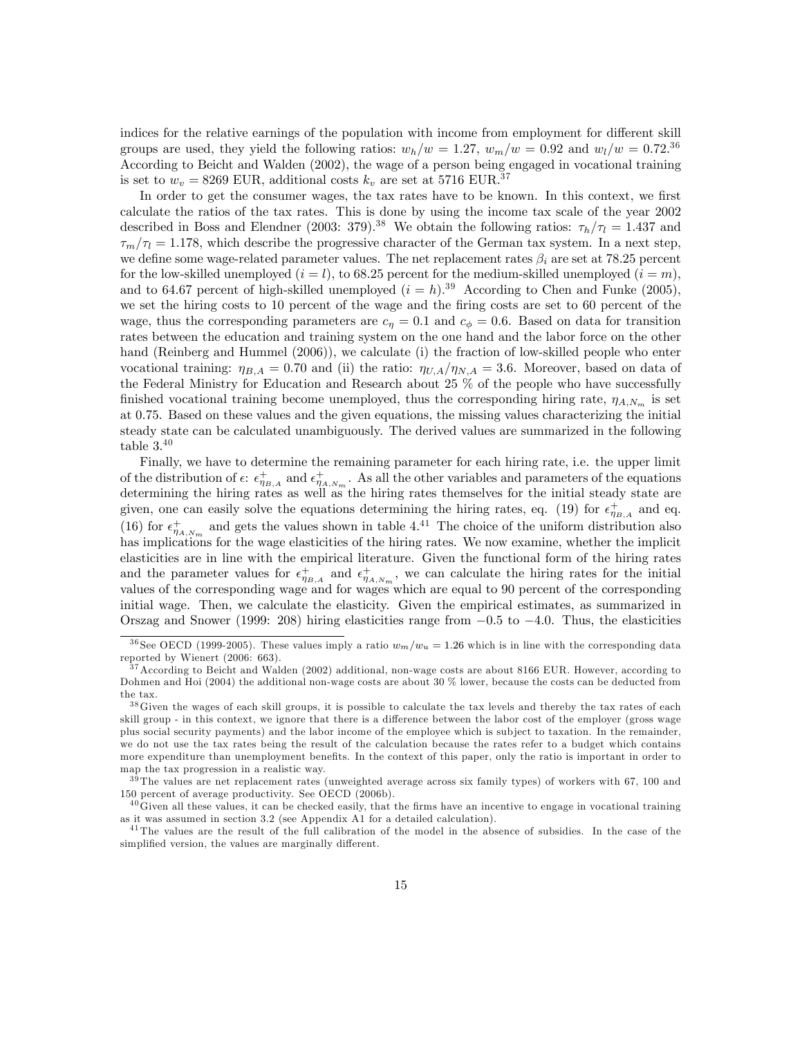indices for the relative earnings of the population with income from employment for different skill groups are used, they yield the following ratios: $w_h/w = 1.27$, $w_m/w = 0.92$ and $w_l/w = 0.72$.[36] According to Beicht and Walden (2002), the wage of a person being engaged in vocational training is set to $w_v = 8269$ EUR, additional costs $k_v$ are set at 5716 EUR.[37]

In order to get the consumer wages, the tax rates have to be known. In this context, we first calculate the ratios of the tax rates. This is done by using the income tax scale of the year 2002 described in Boss and Elendner (2003: 379).[38] We obtain the following ratios: $\tau_h/\tau_l = 1.437$ and $\tau_m/\tau_l = 1.178$, which describe the progressive character of the German tax system. In a next step, we define some wage-related parameter values. The net replacement rates $\beta_i$ are set at 78.25 percent for the low-skilled unemployed ($i = l$), to 68.25 percent for the medium-skilled unemployed ($i = m$), and to 64.67 percent of high-skilled unemployed ($i = h$).[39] According to Chen and Funke (2005), we set the hiring costs to 10 percent of the wage and the firing costs are set to 60 percent of the wage, thus the corresponding parameters are $c_\eta = 0.1$ and $c_\phi = 0.6$. Based on data for transition rates between the education and training system on the one hand and the labor force on the other hand (Reinberg and Hummel (2006)), we calculate (i) the fraction of low-skilled people who enter vocational training: $\eta_{B,A} = 0.70$ and (ii) the ratio: $\eta_{U,A}/\eta_{N,A} = 3.6$. Moreover, based on data of the Federal Ministry for Education and Research about 25 % of the people who have successfully finished vocational training become unemployed, thus the corresponding hiring rate, $\eta_{A,N_m}$ is set at 0.75. Based on these values and the given equations, the missing values characterizing the initial steady state can be calculated unambiguously. The derived values are summarized in the following table 3.[40]

Finally, we have to determine the remaining parameter for each hiring rate, i.e. the upper limit of the distribution of $\epsilon$: $\epsilon^+_{\eta_{B,A}}$ and $\epsilon^+_{\eta_{A,N_m}}$. As all the other variables and parameters of the equations determining the hiring rates as well as the hiring rates themselves for the initial steady state are given, one can easily solve the equations determining the hiring rates, eq. (19) for $\epsilon^+_{\eta_{B,A}}$ and eq. (16) for $\epsilon^+_{\eta_{A,N_m}}$ and gets the values shown in table 4.[41] The choice of the uniform distribution also has implications for the wage elasticities of the hiring rates. We now examine, whether the implicit elasticities are in line with the empirical literature. Given the functional form of the hiring rates and the parameter values for $\epsilon^+_{\eta_{B,A}}$ and $\epsilon^+_{\eta_{A,N_m}}$, we can calculate the hiring rates for the initial values of the corresponding wage and for wages which are equal to 90 percent of the corresponding initial wage. Then, we calculate the elasticity. Given the empirical estimates, as summarized in Orszag and Snower (1999: 208) hiring elasticities range from $-0.5$ to $-4.0$. Thus, the elasticities

[36] See OECD (1999-2005). These values imply a ratio $w_m/w_u = 1.26$ which is in line with the corresponding data reported by Wienert (2006: 663).

[37] According to Beicht and Walden (2002) additional, non-wage costs are about 8166 EUR. However, according to Dohmen and Hoi (2004) the additional non-wage costs are about 30 % lower, because the costs can be deducted from the tax.

[38] Given the wages of each skill groups, it is possible to calculate the tax levels and thereby the tax rates of each skill group - in this context, we ignore that there is a difference between the labor cost of the employer (gross wage plus social security payments) and the labor income of the employee which is subject to taxation. In the remainder, we do not use the tax rates being the result of the calculation because the rates refer to a budget which contains more expenditure than unemployment benefits. In the context of this paper, only the ratio is important in order to map the tax progression in a realistic way.

[39] The values are net replacement rates (unweighted average across six family types) of workers with 67, 100 and 150 percent of average productivity. See OECD (2006b).

[40] Given all these values, it can be checked easily, that the firms have an incentive to engage in vocational training as it was assumed in section 3.2 (see Appendix A1 for a detailed calculation).

[41] The values are the result of the full calibration of the model in the absence of subsidies. In the case of the simplified version, the values are marginally different.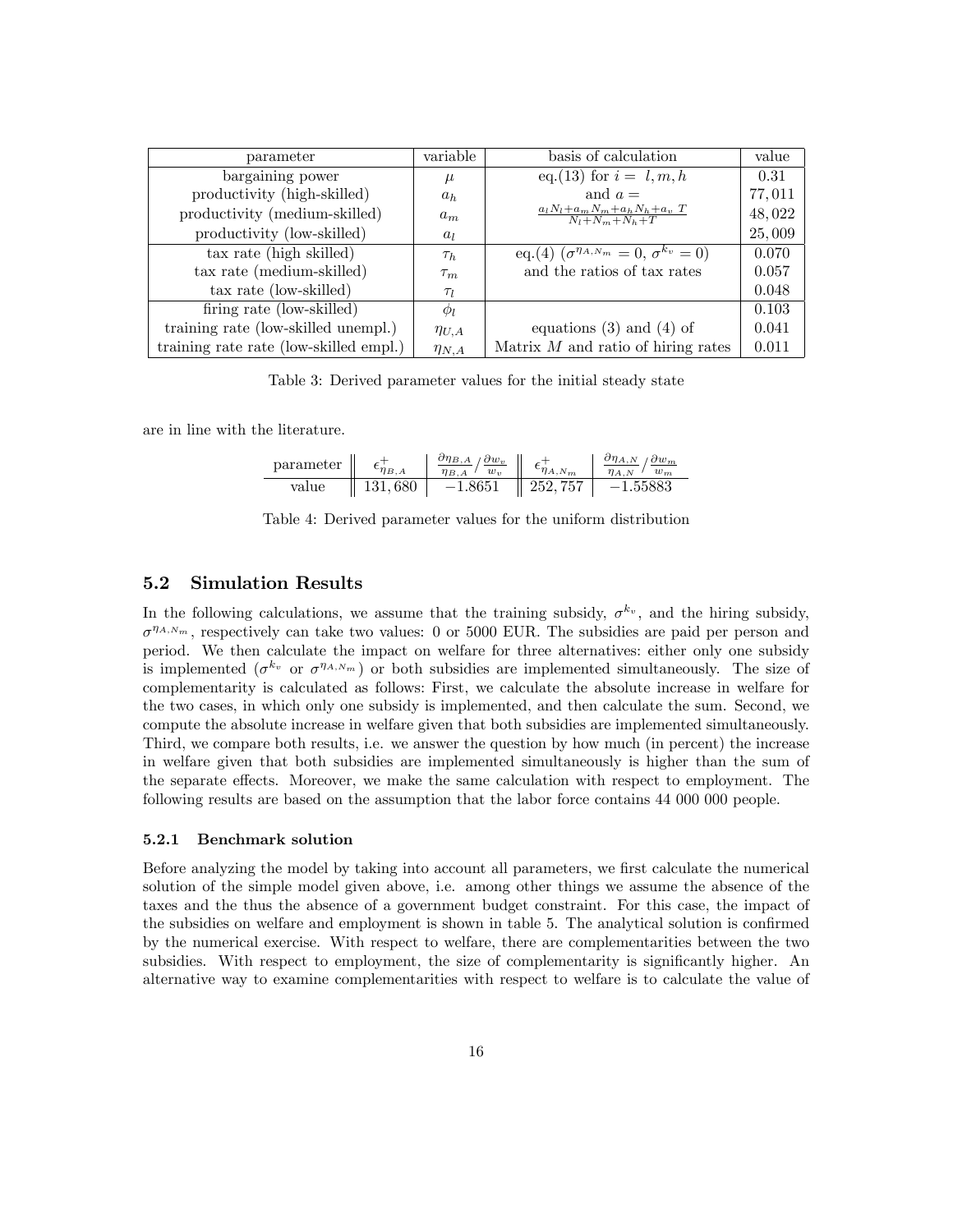| parameter | variable | basis of calculation | value |
|---|---|---|---|
| bargaining power | $\mu$ | eq.(13) for $i = \ l, m, h$ | 0.31 |
| productivity (high-skilled) | $a_h$ | and $a =$ | 77,011 |
| productivity (medium-skilled) | $a_m$ | $\frac{a_l N_l + a_m N_m + a_h N_h + a_v \ T}{N_l + N_m + N_h + T}$ | 48,022 |
| productivity (low-skilled) | $a_l$ | | 25,009 |
| tax rate (high skilled) | $\tau_h$ | eq.(4) ($\sigma^{\eta_{A,N_m}} = 0$, $\sigma^{k_v} = 0$) | 0.070 |
| tax rate (medium-skilled) | $\tau_m$ | and the ratios of tax rates | 0.057 |
| tax rate (low-skilled) | $\tau_l$ | | 0.048 |
| firing rate (low-skilled) | $\phi_l$ | | 0.103 |
| training rate (low-skilled unempl.) | $\eta_{U,A}$ | equations (3) and (4) of | 0.041 |
| training rate rate (low-skilled empl.) | $\eta_{N,A}$ | Matrix $M$ and ratio of hiring rates | 0.011 |

Table 3: Derived parameter values for the initial steady state

are in line with the literature.

| parameter | $\epsilon^{+}_{\eta_{B,A}}$ | $\frac{\partial \eta_{B,A}}{\eta_{B,A}} / \frac{\partial w_v}{w_v}$ | $\epsilon^{+}_{\eta_{A,N_m}}$ | $\frac{\partial \eta_{A,N}}{\eta_{A,N}} / \frac{\partial w_m}{w_m}$ |
|---|---|---|---|---|
| value | 131,680 | $-1.8651$ | 252,757 | $-1.55883$ |

Table 4: Derived parameter values for the uniform distribution

## 5.2 Simulation Results

In the following calculations, we assume that the training subsidy, $\sigma^{k_v}$, and the hiring subsidy, $\sigma^{\eta_{A,N_m}}$, respectively can take two values: 0 or 5000 EUR. The subsidies are paid per person and period. We then calculate the impact on welfare for three alternatives: either only one subsidy is implemented ($\sigma^{k_v}$ or $\sigma^{\eta_{A,N_m}}$) or both subsidies are implemented simultaneously. The size of complementarity is calculated as follows: First, we calculate the absolute increase in welfare for the two cases, in which only one subsidy is implemented, and then calculate the sum. Second, we compute the absolute increase in welfare given that both subsidies are implemented simultaneously. Third, we compare both results, i.e. we answer the question by how much (in percent) the increase in welfare given that both subsidies are implemented simultaneously is higher than the sum of the separate effects. Moreover, we make the same calculation with respect to employment. The following results are based on the assumption that the labor force contains 44 000 000 people.

### 5.2.1 Benchmark solution

Before analyzing the model by taking into account all parameters, we first calculate the numerical solution of the simple model given above, i.e. among other things we assume the absence of the taxes and the thus the absence of a government budget constraint. For this case, the impact of the subsidies on welfare and employment is shown in table 5. The analytical solution is confirmed by the numerical exercise. With respect to welfare, there are complementarities between the two subsidies. With respect to employment, the size of complementarity is significantly higher. An alternative way to examine complementarities with respect to welfare is to calculate the value of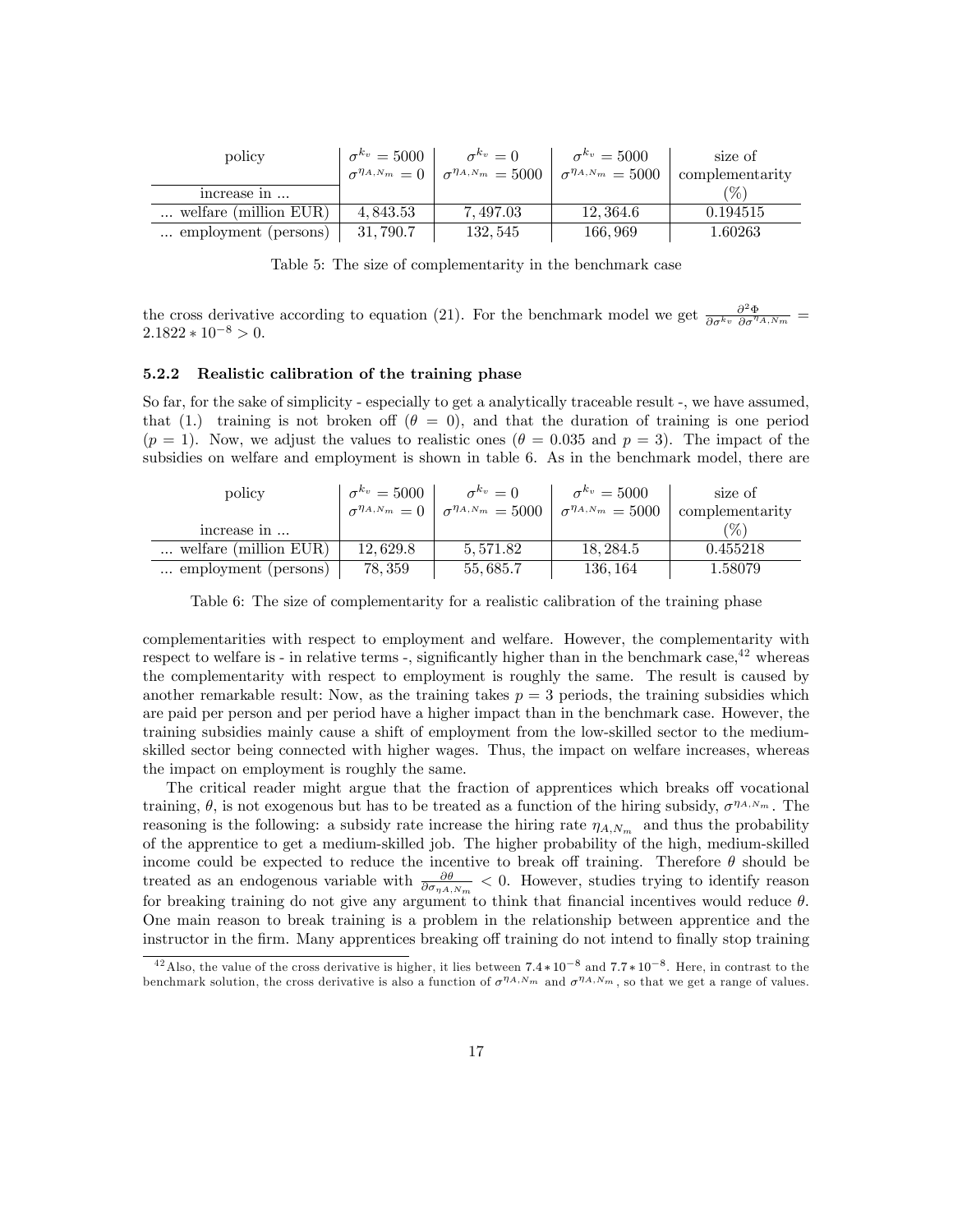| policy | $\sigma^{k_v} = 5000$ $\sigma^{\eta_{A,N_m}} = 0$ | $\sigma^{k_v} = 0$ $\sigma^{\eta_{A,N_m}} = 5000$ | $\sigma^{k_v} = 5000$ $\sigma^{\eta_{A,N_m}} = 5000$ | size of complementarity |
|---|---|---|---|---|
| increase in ... | | | | (%) |
| ... welfare (million EUR) | 4,843.53 | 7,497.03 | 12,364.6 | 0.194515 |
| ... employment (persons) | 31,790.7 | 132,545 | 166,969 | 1.60263 |

Table 5: The size of complementarity in the benchmark case

the cross derivative according to equation (21). For the benchmark model we get $\frac{\partial^2 \Phi}{\partial \sigma^{k_v} \partial \sigma^{\eta_{A,N_m}}} = 2.1822 * 10^{-8} > 0$.

### 5.2.2 Realistic calibration of the training phase

So far, for the sake of simplicity - especially to get a analytically traceable result -, we have assumed, that (1.) training is not broken off ($\theta = 0$), and that the duration of training is one period ($p = 1$). Now, we adjust the values to realistic ones ($\theta = 0.035$ and $p = 3$). The impact of the subsidies on welfare and employment is shown in table 6. As in the benchmark model, there are

| policy | $\sigma^{k_v} = 5000$ $\sigma^{\eta_{A,N_m}} = 0$ | $\sigma^{k_v} = 0$ $\sigma^{\eta_{A,N_m}} = 5000$ | $\sigma^{k_v} = 5000$ $\sigma^{\eta_{A,N_m}} = 5000$ | size of complementarity |
|---|---|---|---|---|
| increase in ... | | | | (%) |
| ... welfare (million EUR) | 12,629.8 | 5,571.82 | 18,284.5 | 0.455218 |
| ... employment (persons) | 78,359 | 55,685.7 | 136,164 | 1.58079 |

Table 6: The size of complementarity for a realistic calibration of the training phase

complementarities with respect to employment and welfare. However, the complementarity with respect to welfare is - in relative terms -, significantly higher than in the benchmark case,[42] whereas the complementarity with respect to employment is roughly the same. The result is caused by another remarkable result: Now, as the training takes $p = 3$ periods, the training subsidies which are paid per person and per period have a higher impact than in the benchmark case. However, the training subsidies mainly cause a shift of employment from the low-skilled sector to the medium-skilled sector being connected with higher wages. Thus, the impact on welfare increases, whereas the impact on employment is roughly the same.

The critical reader might argue that the fraction of apprentices which breaks off vocational training, $\theta$, is not exogenous but has to be treated as a function of the hiring subsidy, $\sigma^{\eta_{A,N_m}}$. The reasoning is the following: a subsidy rate increase the hiring rate $\eta_{A,N_m}$ and thus the probability of the apprentice to get a medium-skilled job. The higher probability of the high, medium-skilled income could be expected to reduce the incentive to break off training. Therefore $\theta$ should be treated as an endogenous variable with $\frac{\partial \theta}{\partial \sigma_{\eta_{A,N_m}}} < 0$. However, studies trying to identify reason for breaking training do not give any argument to think that financial incentives would reduce $\theta$. One main reason to break training is a problem in the relationship between apprentice and the instructor in the firm. Many apprentices breaking off training do not intend to finally stop training

[42] Also, the value of the cross derivative is higher, it lies between $7.4 * 10^{-8}$ and $7.7 * 10^{-8}$. Here, in contrast to the benchmark solution, the cross derivative is also a function of $\sigma^{\eta_{A,N_m}}$ and $\sigma^{\eta_{A,N_m}}$, so that we get a range of values.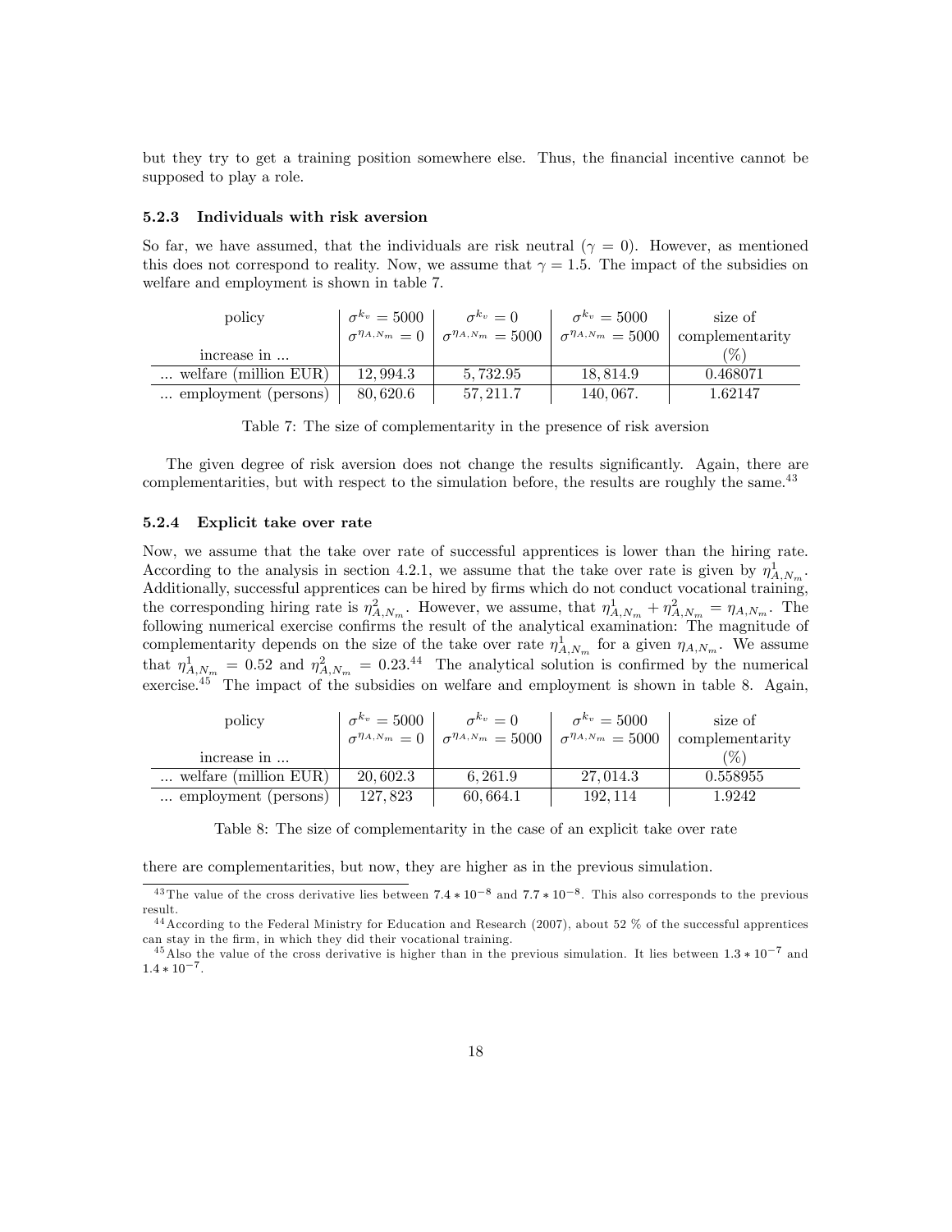but they try to get a training position somewhere else. Thus, the financial incentive cannot be supposed to play a role.

#### 5.2.3 Individuals with risk aversion

So far, we have assumed, that the individuals are risk neutral ($\gamma = 0$). However, as mentioned this does not correspond to reality. Now, we assume that $\gamma = 1.5$. The impact of the subsidies on welfare and employment is shown in table 7.

| policy<br><br>increase in ... | $\sigma^{k_v} = 5000$<br>$\sigma^{\eta_{A,N_m}} = 0$ | $\sigma^{k_v} = 0$<br>$\sigma^{\eta_{A,N_m}} = 5000$ | $\sigma^{k_v} = 5000$<br>$\sigma^{\eta_{A,N_m}} = 5000$ | size of<br>complementarity<br>(%) |
|---|---|---|---|---|
| ... welfare (million EUR) | 12,994.3 | 5,732.95 | 18,814.9 | 0.468071 |
| ... employment (persons) | 80,620.6 | 57,211.7 | 140,067. | 1.62147 |

Table 7: The size of complementarity in the presence of risk aversion

The given degree of risk aversion does not change the results significantly. Again, there are complementarities, but with respect to the simulation before, the results are roughly the same.[43]

#### 5.2.4 Explicit take over rate

Now, we assume that the take over rate of successful apprentices is lower than the hiring rate. According to the analysis in section 4.2.1, we assume that the take over rate is given by $\eta^1_{A,N_m}$. Additionally, successful apprentices can be hired by firms which do not conduct vocational training, the corresponding hiring rate is $\eta^2_{A,N_m}$. However, we assume, that $\eta^1_{A,N_m} + \eta^2_{A,N_m} = \eta_{A,N_m}$. The following numerical exercise confirms the result of the analytical examination: The magnitude of complementarity depends on the size of the take over rate $\eta^1_{A,N_m}$ for a given $\eta_{A,N_m}$. We assume that $\eta^1_{A,N_m} = 0.52$ and $\eta^2_{A,N_m} = 0.23$.[44] The analytical solution is confirmed by the numerical exercise.[45] The impact of the subsidies on welfare and employment is shown in table 8. Again,

| policy<br><br>increase in ... | $\sigma^{k_v} = 5000$<br>$\sigma^{\eta_{A,N_m}} = 0$ | $\sigma^{k_v} = 0$<br>$\sigma^{\eta_{A,N_m}} = 5000$ | $\sigma^{k_v} = 5000$<br>$\sigma^{\eta_{A,N_m}} = 5000$ | size of<br>complementarity<br>(%) |
|---|---|---|---|---|
| ... welfare (million EUR) | 20,602.3 | 6,261.9 | 27,014.3 | 0.558955 |
| ... employment (persons) | 127,823 | 60,664.1 | 192,114 | 1.9242 |

Table 8: The size of complementarity in the case of an explicit take over rate

there are complementarities, but now, they are higher as in the previous simulation.

[43] The value of the cross derivative lies between $7.4 * 10^{-8}$ and $7.7 * 10^{-8}$. This also corresponds to the previous result.

[44] According to the Federal Ministry for Education and Research (2007), about 52 % of the successful apprentices can stay in the firm, in which they did their vocational training.

[45] Also the value of the cross derivative is higher than in the previous simulation. It lies between $1.3 * 10^{-7}$ and $1.4 * 10^{-7}$.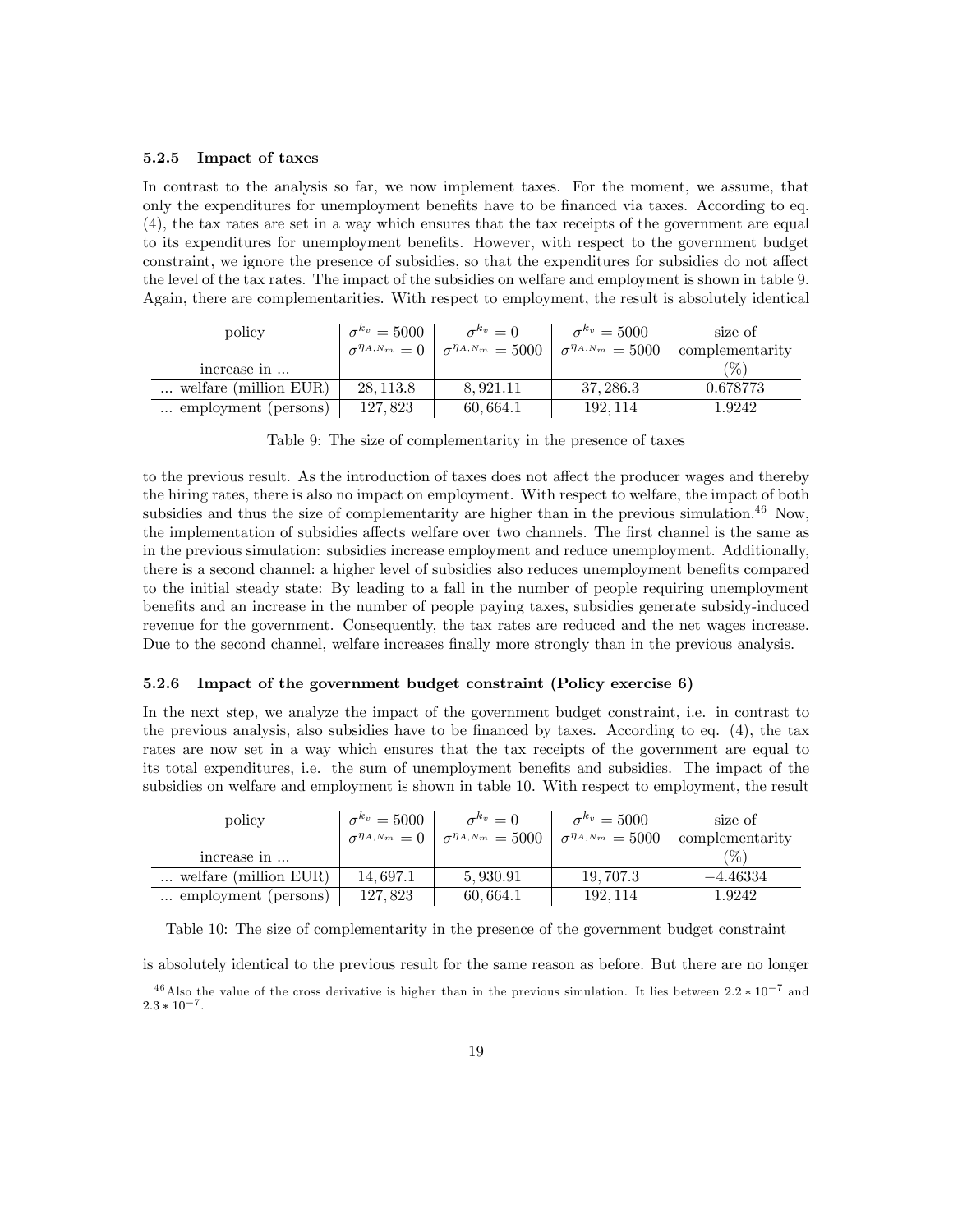#### 5.2.5 Impact of taxes

In contrast to the analysis so far, we now implement taxes. For the moment, we assume, that only the expenditures for unemployment benefits have to be financed via taxes. According to eq. (4), the tax rates are set in a way which ensures that the tax receipts of the government are equal to its expenditures for unemployment benefits. However, with respect to the government budget constraint, we ignore the presence of subsidies, so that the expenditures for subsidies do not affect the level of the tax rates. The impact of the subsidies on welfare and employment is shown in table 9. Again, there are complementarities. With respect to employment, the result is absolutely identical

| policy<br><br>increase in ... | $\sigma^{k_v} = 5000$<br>$\sigma^{\eta_{A,N_m}} = 0$ | $\sigma^{k_v} = 0$<br>$\sigma^{\eta_{A,N_m}} = 5000$ | $\sigma^{k_v} = 5000$<br>$\sigma^{\eta_{A,N_m}} = 5000$ | size of<br>complementarity<br>(%) |
|---|---|---|---|---|
| ... welfare (million EUR) | 28, 113.8 | 8, 921.11 | 37, 286.3 | 0.678773 |
| ... employment (persons) | 127, 823 | 60, 664.1 | 192, 114 | 1.9242 |

Table 9: The size of complementarity in the presence of taxes

to the previous result. As the introduction of taxes does not affect the producer wages and thereby the hiring rates, there is also no impact on employment. With respect to welfare, the impact of both subsidies and thus the size of complementarity are higher than in the previous simulation.[46] Now, the implementation of subsidies affects welfare over two channels. The first channel is the same as in the previous simulation: subsidies increase employment and reduce unemployment. Additionally, there is a second channel: a higher level of subsidies also reduces unemployment benefits compared to the initial steady state: By leading to a fall in the number of people requiring unemployment benefits and an increase in the number of people paying taxes, subsidies generate subsidy-induced revenue for the government. Consequently, the tax rates are reduced and the net wages increase. Due to the second channel, welfare increases finally more strongly than in the previous analysis.

#### 5.2.6 Impact of the government budget constraint (Policy exercise 6)

In the next step, we analyze the impact of the government budget constraint, i.e. in contrast to the previous analysis, also subsidies have to be financed by taxes. According to eq. (4), the tax rates are now set in a way which ensures that the tax receipts of the government are equal to its total expenditures, i.e. the sum of unemployment benefits and subsidies. The impact of the subsidies on welfare and employment is shown in table 10. With respect to employment, the result

| policy<br><br>increase in ... | $\sigma^{k_v} = 5000$<br>$\sigma^{\eta_{A,N_m}} = 0$ | $\sigma^{k_v} = 0$<br>$\sigma^{\eta_{A,N_m}} = 5000$ | $\sigma^{k_v} = 5000$<br>$\sigma^{\eta_{A,N_m}} = 5000$ | size of<br>complementarity<br>(%) |
|---|---|---|---|---|
| ... welfare (million EUR) | 14, 697.1 | 5, 930.91 | 19, 707.3 | −4.46334 |
| ... employment (persons) | 127, 823 | 60, 664.1 | 192, 114 | 1.9242 |

Table 10: The size of complementarity in the presence of the government budget constraint

is absolutely identical to the previous result for the same reason as before. But there are no longer

[46] Also the value of the cross derivative is higher than in the previous simulation. It lies between $2.2 * 10^{-7}$ and $2.3 * 10^{-7}$.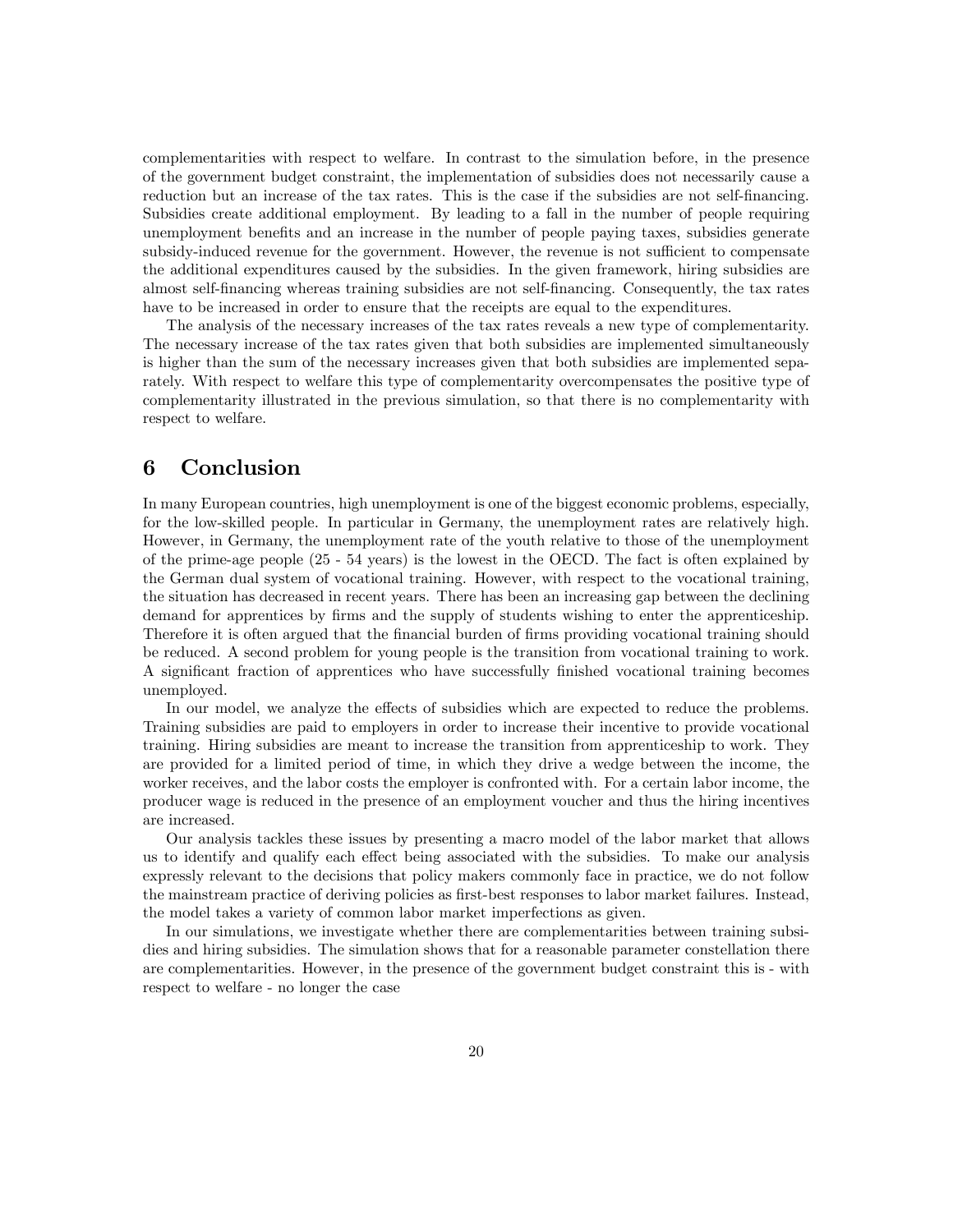complementarities with respect to welfare. In contrast to the simulation before, in the presence of the government budget constraint, the implementation of subsidies does not necessarily cause a reduction but an increase of the tax rates. This is the case if the subsidies are not self-financing. Subsidies create additional employment. By leading to a fall in the number of people requiring unemployment benefits and an increase in the number of people paying taxes, subsidies generate subsidy-induced revenue for the government. However, the revenue is not sufficient to compensate the additional expenditures caused by the subsidies. In the given framework, hiring subsidies are almost self-financing whereas training subsidies are not self-financing. Consequently, the tax rates have to be increased in order to ensure that the receipts are equal to the expenditures.

The analysis of the necessary increases of the tax rates reveals a new type of complementarity. The necessary increase of the tax rates given that both subsidies are implemented simultaneously is higher than the sum of the necessary increases given that both subsidies are implemented separately. With respect to welfare this type of complementarity overcompensates the positive type of complementarity illustrated in the previous simulation, so that there is no complementarity with respect to welfare.

# 6 Conclusion

In many European countries, high unemployment is one of the biggest economic problems, especially, for the low-skilled people. In particular in Germany, the unemployment rates are relatively high. However, in Germany, the unemployment rate of the youth relative to those of the unemployment of the prime-age people (25 - 54 years) is the lowest in the OECD. The fact is often explained by the German dual system of vocational training. However, with respect to the vocational training, the situation has decreased in recent years. There has been an increasing gap between the declining demand for apprentices by firms and the supply of students wishing to enter the apprenticeship. Therefore it is often argued that the financial burden of firms providing vocational training should be reduced. A second problem for young people is the transition from vocational training to work. A significant fraction of apprentices who have successfully finished vocational training becomes unemployed.

In our model, we analyze the effects of subsidies which are expected to reduce the problems. Training subsidies are paid to employers in order to increase their incentive to provide vocational training. Hiring subsidies are meant to increase the transition from apprenticeship to work. They are provided for a limited period of time, in which they drive a wedge between the income, the worker receives, and the labor costs the employer is confronted with. For a certain labor income, the producer wage is reduced in the presence of an employment voucher and thus the hiring incentives are increased.

Our analysis tackles these issues by presenting a macro model of the labor market that allows us to identify and qualify each effect being associated with the subsidies. To make our analysis expressly relevant to the decisions that policy makers commonly face in practice, we do not follow the mainstream practice of deriving policies as first-best responses to labor market failures. Instead, the model takes a variety of common labor market imperfections as given.

In our simulations, we investigate whether there are complementarities between training subsidies and hiring subsidies. The simulation shows that for a reasonable parameter constellation there are complementarities. However, in the presence of the government budget constraint this is - with respect to welfare - no longer the case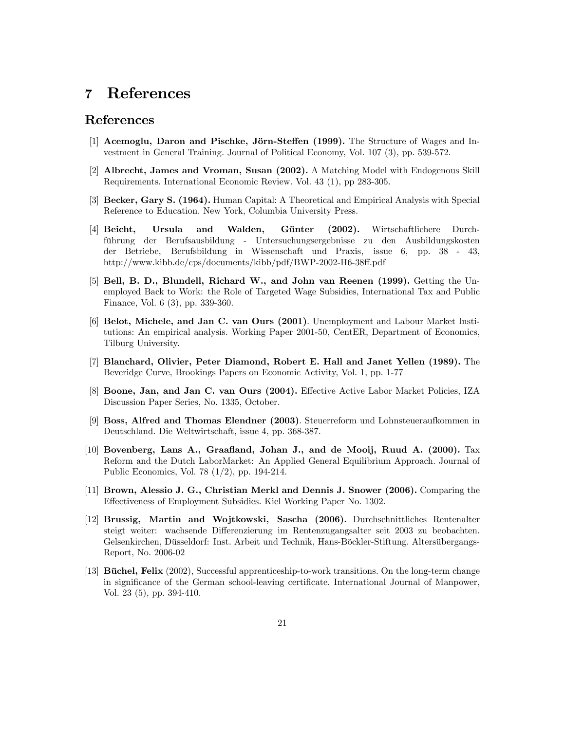# 7 References

## References

[1] **Acemoglu, Daron and Pischke, Jörn-Steffen (1999).** The Structure of Wages and Investment in General Training. Journal of Political Economy, Vol. 107 (3), pp. 539-572.

[2] **Albrecht, James and Vroman, Susan (2002).** A Matching Model with Endogenous Skill Requirements. International Economic Review. Vol. 43 (1), pp 283-305.

[3] **Becker, Gary S. (1964).** Human Capital: A Theoretical and Empirical Analysis with Special Reference to Education. New York, Columbia University Press.

[4] **Beicht, Ursula and Walden, Günter (2002).** Wirtschaftlichere Durchführung der Berufsausbildung - Untersuchungsergebnisse zu den Ausbildungskosten der Betriebe, Berufsbildung in Wissenschaft und Praxis, issue 6, pp. 38 - 43, http://www.kibb.de/cps/documents/kibb/pdf/BWP-2002-H6-38ff.pdf

[5] **Bell, B. D., Blundell, Richard W., and John van Reenen (1999).** Getting the Unemployed Back to Work: the Role of Targeted Wage Subsidies, International Tax and Public Finance, Vol. 6 (3), pp. 339-360.

[6] **Belot, Michele, and Jan C. van Ours (2001)**. Unemployment and Labour Market Institutions: An empirical analysis. Working Paper 2001-50, CentER, Department of Economics, Tilburg University.

[7] **Blanchard, Olivier, Peter Diamond, Robert E. Hall and Janet Yellen (1989).** The Beveridge Curve, Brookings Papers on Economic Activity, Vol. 1, pp. 1-77

[8] **Boone, Jan, and Jan C. van Ours (2004).** Effective Active Labor Market Policies, IZA Discussion Paper Series, No. 1335, October.

[9] **Boss, Alfred and Thomas Elendner (2003)**. Steuerreform und Lohnsteueraufkommen in Deutschland. Die Weltwirtschaft, issue 4, pp. 368-387.

[10] **Bovenberg, Lans A., Graafland, Johan J., and de Mooij, Ruud A. (2000).** Tax Reform and the Dutch LaborMarket: An Applied General Equilibrium Approach. Journal of Public Economics, Vol. 78 (1/2), pp. 194-214.

[11] **Brown, Alessio J. G., Christian Merkl and Dennis J. Snower (2006).** Comparing the Effectiveness of Employment Subsidies. Kiel Working Paper No. 1302.

[12] **Brussig, Martin and Wojtkowski, Sascha (2006).** Durchschnittliches Rentenalter steigt weiter: wachsende Differenzierung im Rentenzugangsalter seit 2003 zu beobachten. Gelsenkirchen, Düsseldorf: Inst. Arbeit und Technik, Hans-Böckler-Stiftung. Altersübergangs-Report, No. 2006-02

[13] **Büchel, Felix** (2002), Successful apprenticeship-to-work transitions. On the long-term change in significance of the German school-leaving certificate. International Journal of Manpower, Vol. 23 (5), pp. 394-410.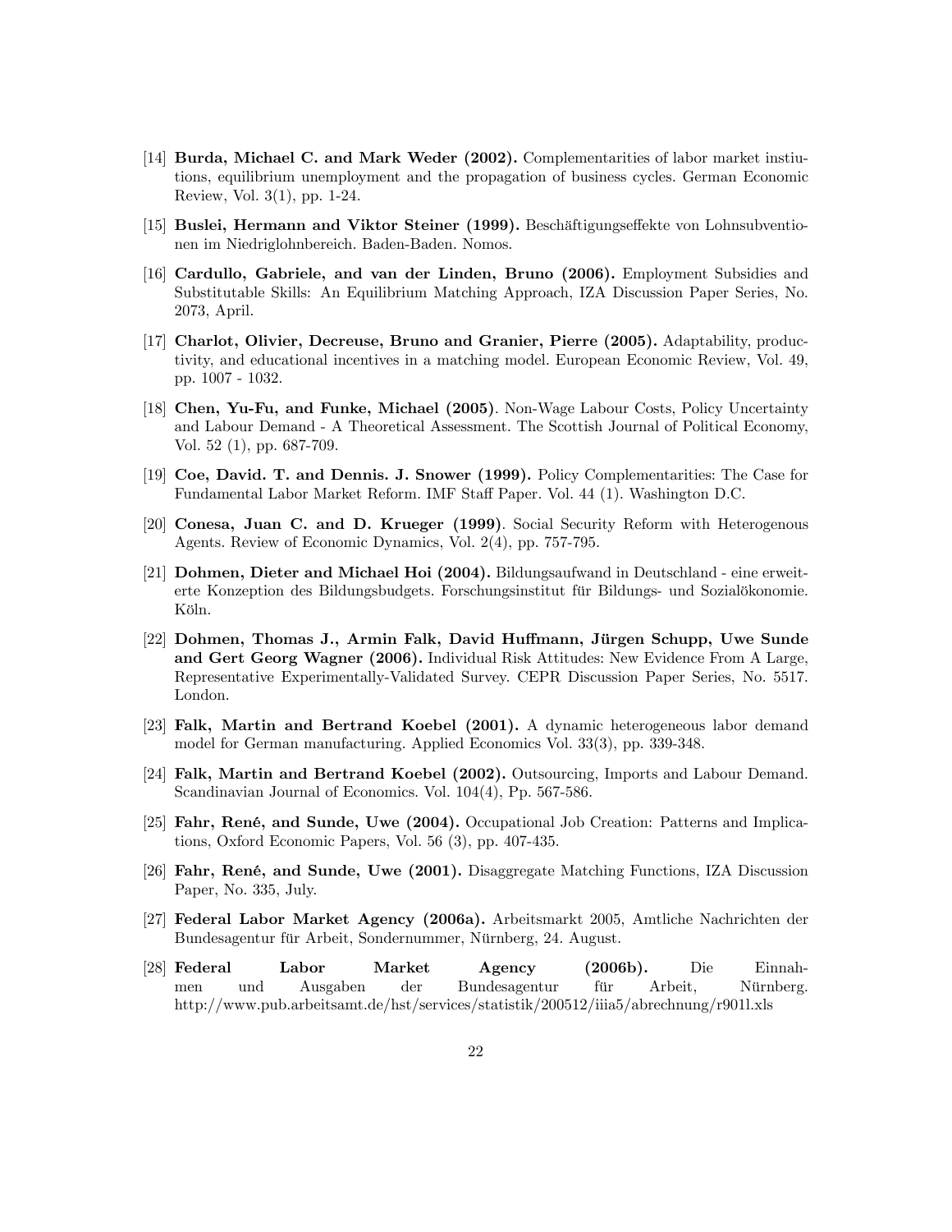[14] **Burda, Michael C. and Mark Weder (2002).** Complementarities of labor market instiutions, equilibrium unemployment and the propagation of business cycles. German Economic Review, Vol. 3(1), pp. 1-24.

[15] **Buslei, Hermann and Viktor Steiner (1999).** Beschäftigungseffekte von Lohnsubventionen im Niedriglohnbereich. Baden-Baden. Nomos.

[16] **Cardullo, Gabriele, and van der Linden, Bruno (2006).** Employment Subsidies and Substitutable Skills: An Equilibrium Matching Approach, IZA Discussion Paper Series, No. 2073, April.

[17] **Charlot, Olivier, Decreuse, Bruno and Granier, Pierre (2005).** Adaptability, productivity, and educational incentives in a matching model. European Economic Review, Vol. 49, pp. 1007 - 1032.

[18] **Chen, Yu-Fu, and Funke, Michael (2005)**. Non-Wage Labour Costs, Policy Uncertainty and Labour Demand - A Theoretical Assessment. The Scottish Journal of Political Economy, Vol. 52 (1), pp. 687-709.

[19] **Coe, David. T. and Dennis. J. Snower (1999).** Policy Complementarities: The Case for Fundamental Labor Market Reform. IMF Staff Paper. Vol. 44 (1). Washington D.C.

[20] **Conesa, Juan C. and D. Krueger (1999)**. Social Security Reform with Heterogenous Agents. Review of Economic Dynamics, Vol. 2(4), pp. 757-795.

[21] **Dohmen, Dieter and Michael Hoi (2004).** Bildungsaufwand in Deutschland - eine erweiterte Konzeption des Bildungsbudgets. Forschungsinstitut für Bildungs- und Sozialökonomie. Köln.

[22] **Dohmen, Thomas J., Armin Falk, David Huffmann, Jürgen Schupp, Uwe Sunde and Gert Georg Wagner (2006).** Individual Risk Attitudes: New Evidence From A Large, Representative Experimentally-Validated Survey. CEPR Discussion Paper Series, No. 5517. London.

[23] **Falk, Martin and Bertrand Koebel (2001).** A dynamic heterogeneous labor demand model for German manufacturing. Applied Economics Vol. 33(3), pp. 339-348.

[24] **Falk, Martin and Bertrand Koebel (2002).** Outsourcing, Imports and Labour Demand. Scandinavian Journal of Economics. Vol. 104(4), Pp. 567-586.

[25] **Fahr, René, and Sunde, Uwe (2004).** Occupational Job Creation: Patterns and Implications, Oxford Economic Papers, Vol. 56 (3), pp. 407-435.

[26] **Fahr, René, and Sunde, Uwe (2001).** Disaggregate Matching Functions, IZA Discussion Paper, No. 335, July.

[27] **Federal Labor Market Agency (2006a).** Arbeitsmarkt 2005, Amtliche Nachrichten der Bundesagentur für Arbeit, Sondernummer, Nürnberg, 24. August.

[28] **Federal Labor Market Agency (2006b).** Die Einnahmen und Ausgaben der Bundesagentur für Arbeit, Nürnberg. http://www.pub.arbeitsamt.de/hst/services/statistik/200512/iiia5/abrechnung/r901l.xls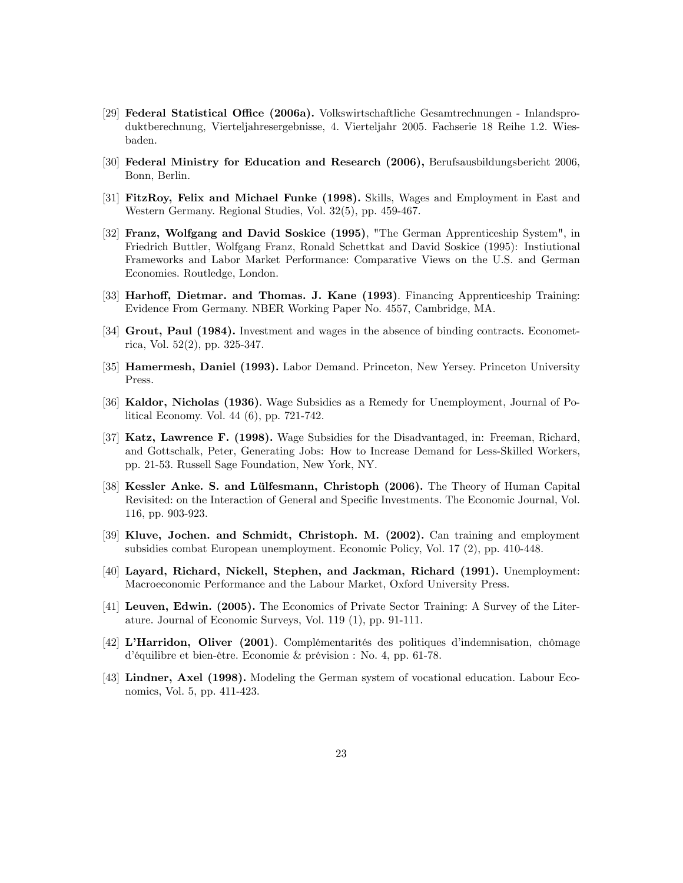[29] **Federal Statistical Office (2006a).** Volkswirtschaftliche Gesamtrechnungen - Inlandsproduktberechnung, Vierteljahresergebnisse, 4. Vierteljahr 2005. Fachserie 18 Reihe 1.2. Wiesbaden.

[30] **Federal Ministry for Education and Research (2006),** Berufsausbildungsbericht 2006, Bonn, Berlin.

[31] **FitzRoy, Felix and Michael Funke (1998).** Skills, Wages and Employment in East and Western Germany. Regional Studies, Vol. 32(5), pp. 459-467.

[32] **Franz, Wolfgang and David Soskice (1995)**, "The German Apprenticeship System", in Friedrich Buttler, Wolfgang Franz, Ronald Schettkat and David Soskice (1995): Instiutional Frameworks and Labor Market Performance: Comparative Views on the U.S. and German Economies. Routledge, London.

[33] **Harhoff, Dietmar. and Thomas. J. Kane (1993)**. Financing Apprenticeship Training: Evidence From Germany. NBER Working Paper No. 4557, Cambridge, MA.

[34] **Grout, Paul (1984).** Investment and wages in the absence of binding contracts. Econometrica, Vol. 52(2), pp. 325-347.

[35] **Hamermesh, Daniel (1993).** Labor Demand. Princeton, New Yersey. Princeton University Press.

[36] **Kaldor, Nicholas (1936)**. Wage Subsidies as a Remedy for Unemployment, Journal of Political Economy. Vol. 44 (6), pp. 721-742.

[37] **Katz, Lawrence F. (1998).** Wage Subsidies for the Disadvantaged, in: Freeman, Richard, and Gottschalk, Peter, Generating Jobs: How to Increase Demand for Less-Skilled Workers, pp. 21-53. Russell Sage Foundation, New York, NY.

[38] **Kessler Anke. S. and Lülfesmann, Christoph (2006).** The Theory of Human Capital Revisited: on the Interaction of General and Specific Investments. The Economic Journal, Vol. 116, pp. 903-923.

[39] **Kluve, Jochen. and Schmidt, Christoph. M. (2002).** Can training and employment subsidies combat European unemployment. Economic Policy, Vol. 17 (2), pp. 410-448.

[40] **Layard, Richard, Nickell, Stephen, and Jackman, Richard (1991).** Unemployment: Macroeconomic Performance and the Labour Market, Oxford University Press.

[41] **Leuven, Edwin. (2005).** The Economics of Private Sector Training: A Survey of the Literature. Journal of Economic Surveys, Vol. 119 (1), pp. 91-111.

[42] **L'Harridon, Oliver (2001)**. Complémentarités des politiques d'indemnisation, chômage d'équilibre et bien-être. Economie & prévision : No. 4, pp. 61-78.

[43] **Lindner, Axel (1998).** Modeling the German system of vocational education. Labour Economics, Vol. 5, pp. 411-423.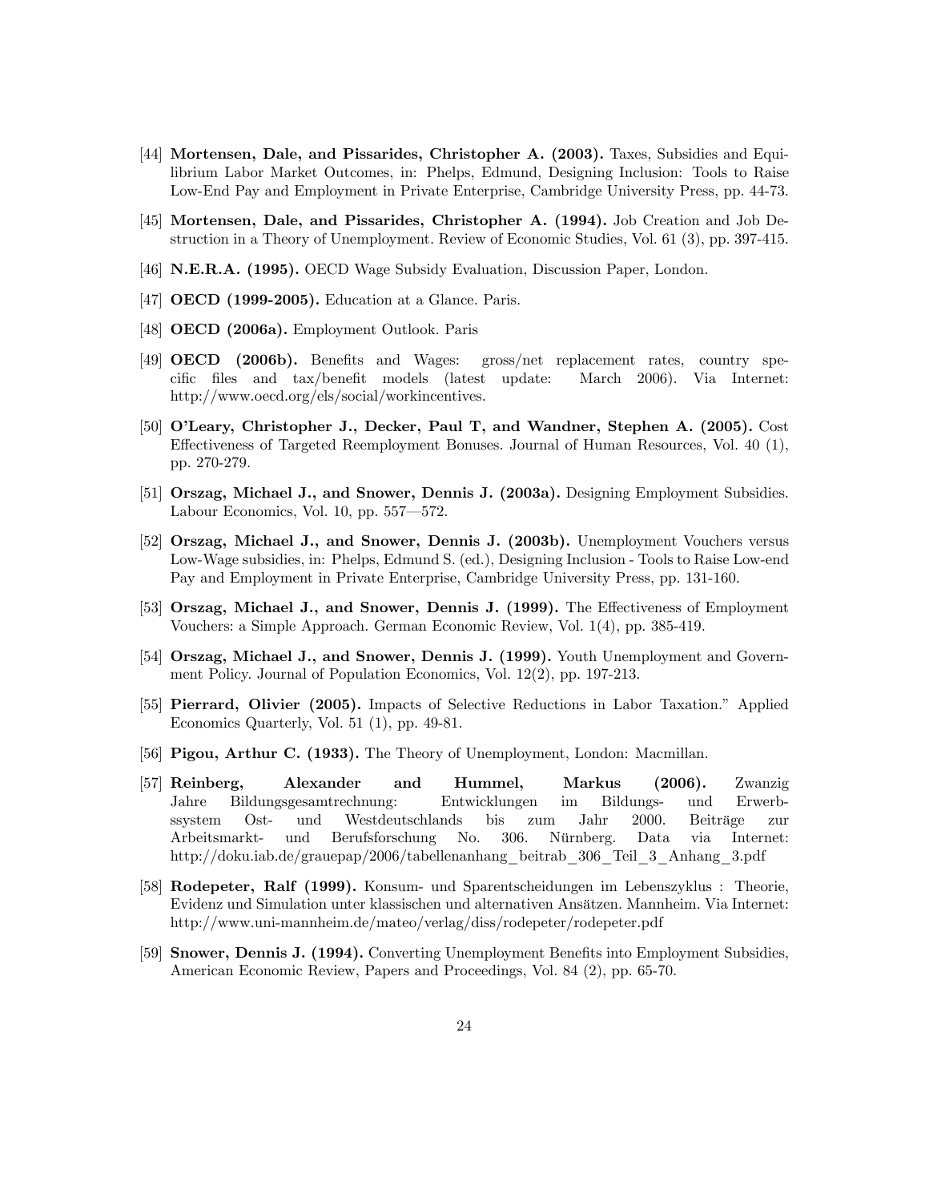[44] **Mortensen, Dale, and Pissarides, Christopher A. (2003).** Taxes, Subsidies and Equilibrium Labor Market Outcomes, in: Phelps, Edmund, Designing Inclusion: Tools to Raise Low-End Pay and Employment in Private Enterprise, Cambridge University Press, pp. 44-73.

[45] **Mortensen, Dale, and Pissarides, Christopher A. (1994).** Job Creation and Job Destruction in a Theory of Unemployment. Review of Economic Studies, Vol. 61 (3), pp. 397-415.

[46] **N.E.R.A. (1995).** OECD Wage Subsidy Evaluation, Discussion Paper, London.

[47] **OECD (1999-2005).** Education at a Glance. Paris.

[48] **OECD (2006a).** Employment Outlook. Paris

[49] **OECD (2006b).** Benefits and Wages: gross/net replacement rates, country specific files and tax/benefit models (latest update: March 2006). Via Internet: http://www.oecd.org/els/social/workincentives.

[50] **O'Leary, Christopher J., Decker, Paul T, and Wandner, Stephen A. (2005).** Cost Effectiveness of Targeted Reemployment Bonuses. Journal of Human Resources, Vol. 40 (1), pp. 270-279.

[51] **Orszag, Michael J., and Snower, Dennis J. (2003a).** Designing Employment Subsidies. Labour Economics, Vol. 10, pp. 557—572.

[52] **Orszag, Michael J., and Snower, Dennis J. (2003b).** Unemployment Vouchers versus Low-Wage subsidies, in: Phelps, Edmund S. (ed.), Designing Inclusion - Tools to Raise Low-end Pay and Employment in Private Enterprise, Cambridge University Press, pp. 131-160.

[53] **Orszag, Michael J., and Snower, Dennis J. (1999).** The Effectiveness of Employment Vouchers: a Simple Approach. German Economic Review, Vol. 1(4), pp. 385-419.

[54] **Orszag, Michael J., and Snower, Dennis J. (1999).** Youth Unemployment and Government Policy. Journal of Population Economics, Vol. 12(2), pp. 197-213.

[55] **Pierrard, Olivier (2005).** Impacts of Selective Reductions in Labor Taxation." Applied Economics Quarterly, Vol. 51 (1), pp. 49-81.

[56] **Pigou, Arthur C. (1933).** The Theory of Unemployment, London: Macmillan.

[57] **Reinberg, Alexander and Hummel, Markus (2006).** Zwanzig Jahre Bildungsgesamtrechnung: Entwicklungen im Bildungs- und Erwerbssystem Ost- und Westdeutschlands bis zum Jahr 2000. Beiträge zur Arbeitsmarkt- und Berufsforschung No. 306. Nürnberg. Data via Internet: http://doku.iab.de/grauepap/2006/tabellenanhang_beitrab_306_Teil_3_Anhang_3.pdf

[58] **Rodepeter, Ralf (1999).** Konsum- und Sparentscheidungen im Lebenszyklus : Theorie, Evidenz und Simulation unter klassischen und alternativen Ansätzen. Mannheim. Via Internet: http://www.uni-mannheim.de/mateo/verlag/diss/rodepeter/rodepeter.pdf

[59] **Snower, Dennis J. (1994).** Converting Unemployment Benefits into Employment Subsidies, American Economic Review, Papers and Proceedings, Vol. 84 (2), pp. 65-70.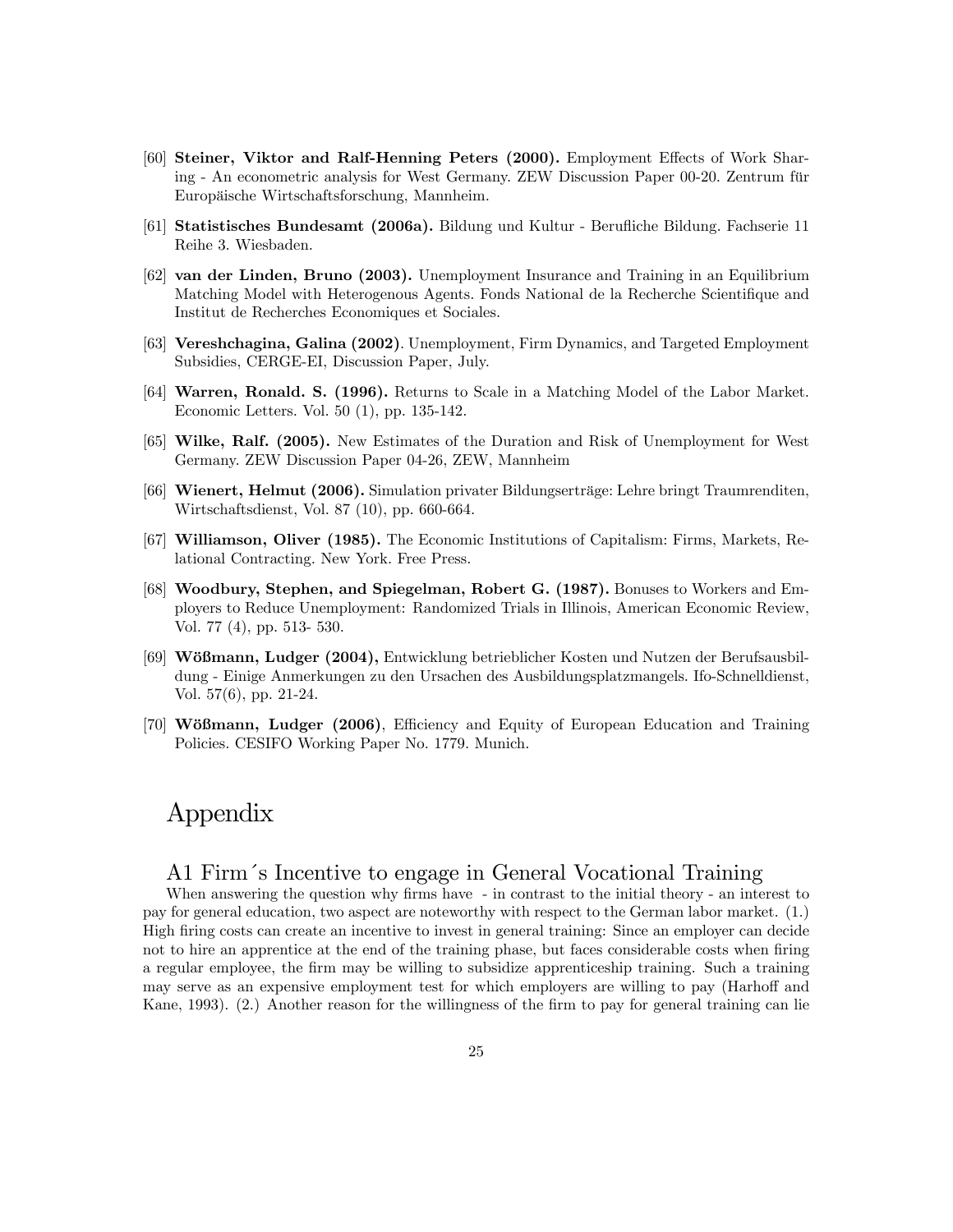[60] **Steiner, Viktor and Ralf-Henning Peters (2000).** Employment Effects of Work Sharing - An econometric analysis for West Germany. ZEW Discussion Paper 00-20. Zentrum für Europäische Wirtschaftsforschung, Mannheim.

[61] **Statistisches Bundesamt (2006a).** Bildung und Kultur - Berufliche Bildung. Fachserie 11 Reihe 3. Wiesbaden.

[62] **van der Linden, Bruno (2003).** Unemployment Insurance and Training in an Equilibrium Matching Model with Heterogenous Agents. Fonds National de la Recherche Scientifique and Institut de Recherches Economiques et Sociales.

[63] **Vereshchagina, Galina (2002)**. Unemployment, Firm Dynamics, and Targeted Employment Subsidies, CERGE-EI, Discussion Paper, July.

[64] **Warren, Ronald. S. (1996).** Returns to Scale in a Matching Model of the Labor Market. Economic Letters. Vol. 50 (1), pp. 135-142.

[65] **Wilke, Ralf. (2005).** New Estimates of the Duration and Risk of Unemployment for West Germany. ZEW Discussion Paper 04-26, ZEW, Mannheim

[66] **Wienert, Helmut (2006).** Simulation privater Bildungserträge: Lehre bringt Traumrenditen, Wirtschaftsdienst, Vol. 87 (10), pp. 660-664.

[67] **Williamson, Oliver (1985).** The Economic Institutions of Capitalism: Firms, Markets, Relational Contracting. New York. Free Press.

[68] **Woodbury, Stephen, and Spiegelman, Robert G. (1987).** Bonuses to Workers and Employers to Reduce Unemployment: Randomized Trials in Illinois, American Economic Review, Vol. 77 (4), pp. 513- 530.

[69] **Wößmann, Ludger (2004),** Entwicklung betrieblicher Kosten und Nutzen der Berufsausbildung - Einige Anmerkungen zu den Ursachen des Ausbildungsplatzmangels. Ifo-Schnelldienst, Vol. 57(6), pp. 21-24.

[70] **Wößmann, Ludger (2006)**, Efficiency and Equity of European Education and Training Policies. CESIFO Working Paper No. 1779. Munich.

# Appendix

## A1 Firm´s Incentive to engage in General Vocational Training

When answering the question why firms have - in contrast to the initial theory - an interest to pay for general education, two aspect are noteworthy with respect to the German labor market. (1.) High firing costs can create an incentive to invest in general training: Since an employer can decide not to hire an apprentice at the end of the training phase, but faces considerable costs when firing a regular employee, the firm may be willing to subsidize apprenticeship training. Such a training may serve as an expensive employment test for which employers are willing to pay (Harhoff and Kane, 1993). (2.) Another reason for the willingness of the firm to pay for general training can lie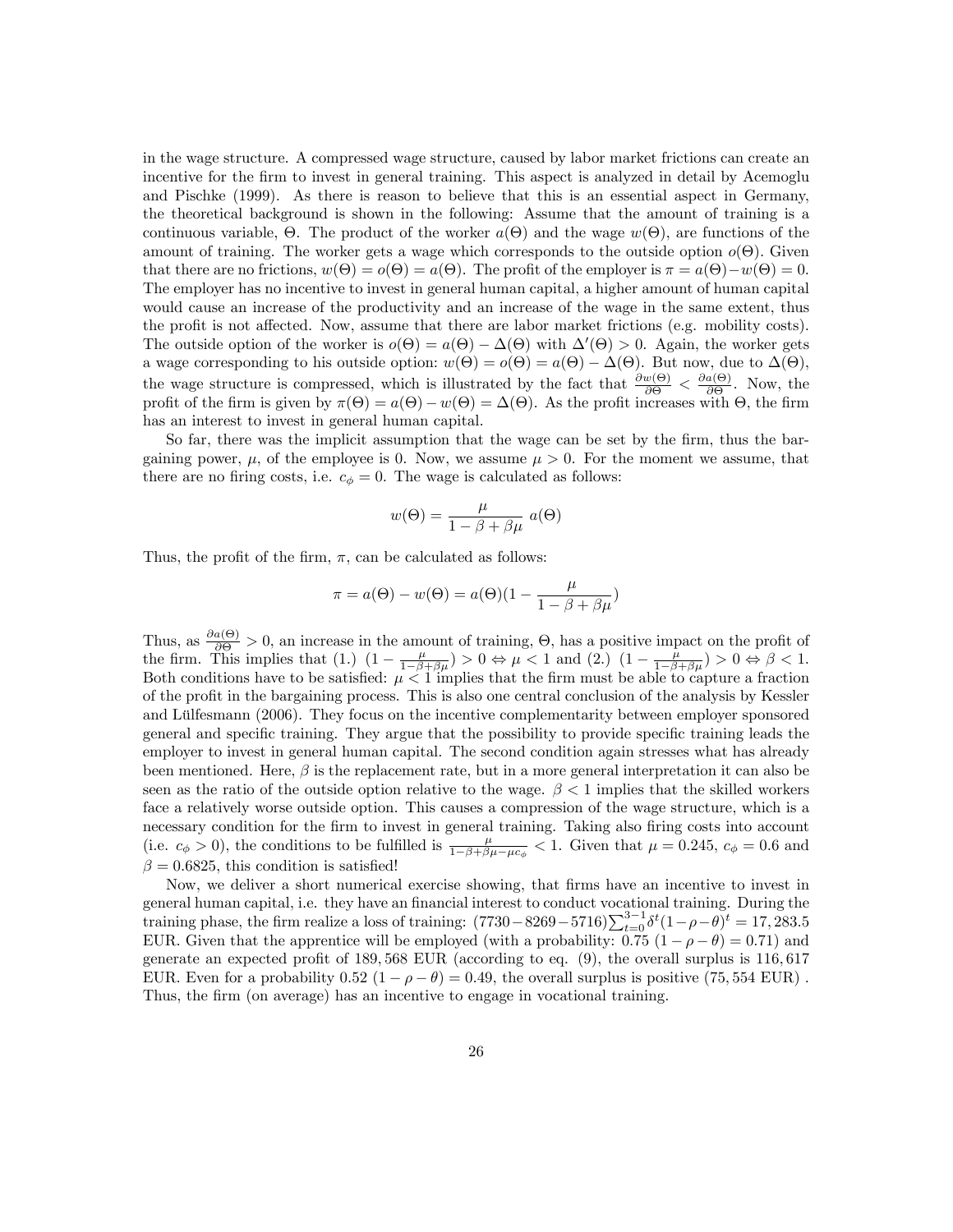in the wage structure. A compressed wage structure, caused by labor market frictions can create an incentive for the firm to invest in general training. This aspect is analyzed in detail by Acemoglu and Pischke (1999). As there is reason to believe that this is an essential aspect in Germany, the theoretical background is shown in the following: Assume that the amount of training is a continuous variable, $\Theta$. The product of the worker $a(\Theta)$ and the wage $w(\Theta)$, are functions of the amount of training. The worker gets a wage which corresponds to the outside option $o(\Theta)$. Given that there are no frictions, $w(\Theta) = o(\Theta) = a(\Theta)$. The profit of the employer is $\pi = a(\Theta) - w(\Theta) = 0$. The employer has no incentive to invest in general human capital, a higher amount of human capital would cause an increase of the productivity and an increase of the wage in the same extent, thus the profit is not affected. Now, assume that there are labor market frictions (e.g. mobility costs). The outside option of the worker is $o(\Theta) = a(\Theta) - \Delta(\Theta)$ with $\Delta'(\Theta) > 0$. Again, the worker gets a wage corresponding to his outside option: $w(\Theta) = o(\Theta) = a(\Theta) - \Delta(\Theta)$. But now, due to $\Delta(\Theta)$, the wage structure is compressed, which is illustrated by the fact that $\frac{\partial w(\Theta)}{\partial \Theta} < \frac{\partial a(\Theta)}{\partial \Theta}$. Now, the profit of the firm is given by $\pi(\Theta) = a(\Theta) - w(\Theta) = \Delta(\Theta)$. As the profit increases with $\Theta$, the firm has an interest to invest in general human capital.

So far, there was the implicit assumption that the wage can be set by the firm, thus the bargaining power, $\mu$, of the employee is 0. Now, we assume $\mu > 0$. For the moment we assume, that there are no firing costs, i.e. $c_\phi = 0$. The wage is calculated as follows:

$$w(\Theta) = \frac{\mu}{1 - \beta + \beta\mu}\, a(\Theta)$$

Thus, the profit of the firm, $\pi$, can be calculated as follows:

$$\pi = a(\Theta) - w(\Theta) = a(\Theta)(1 - \frac{\mu}{1 - \beta + \beta\mu})$$

Thus, as $\frac{\partial a(\Theta)}{\partial \Theta} > 0$, an increase in the amount of training, $\Theta$, has a positive impact on the profit of the firm. This implies that (1.) $(1 - \frac{\mu}{1-\beta+\beta\mu}) > 0 \Leftrightarrow \mu < 1$ and (2.) $(1 - \frac{\mu}{1-\beta+\beta\mu}) > 0 \Leftrightarrow \beta < 1$. Both conditions have to be satisfied: $\mu < 1$ implies that the firm must be able to capture a fraction of the profit in the bargaining process. This is also one central conclusion of the analysis by Kessler and Lülfesmann (2006). They focus on the incentive complementarity between employer sponsored general and specific training. They argue that the possibility to provide specific training leads the employer to invest in general human capital. The second condition again stresses what has already been mentioned. Here, $\beta$ is the replacement rate, but in a more general interpretation it can also be seen as the ratio of the outside option relative to the wage. $\beta < 1$ implies that the skilled workers face a relatively worse outside option. This causes a compression of the wage structure, which is a necessary condition for the firm to invest in general training. Taking also firing costs into account (i.e. $c_\phi > 0$), the conditions to be fulfilled is $\frac{\mu}{1-\beta+\beta\mu-\mu c_\phi} < 1$. Given that $\mu = 0.245$, $c_\phi = 0.6$ and $\beta = 0.6825$, this condition is satisfied!

Now, we deliver a short numerical exercise showing, that firms have an incentive to invest in general human capital, i.e. they have an financial interest to conduct vocational training. During the training phase, the firm realize a loss of training: $(7730 - 8269 - 5716)\sum_{t=0}^{3-1}\delta^t(1-\rho-\theta)^t = 17,283.5$ EUR. Given that the apprentice will be employed (with a probability: 0.75 $(1 - \rho - \theta) = 0.71$) and generate an expected profit of 189,568 EUR (according to eq. (9), the overall surplus is 116,617 EUR. Even for a probability 0.52 $(1 - \rho - \theta) = 0.49$, the overall surplus is positive (75,554 EUR) . Thus, the firm (on average) has an incentive to engage in vocational training.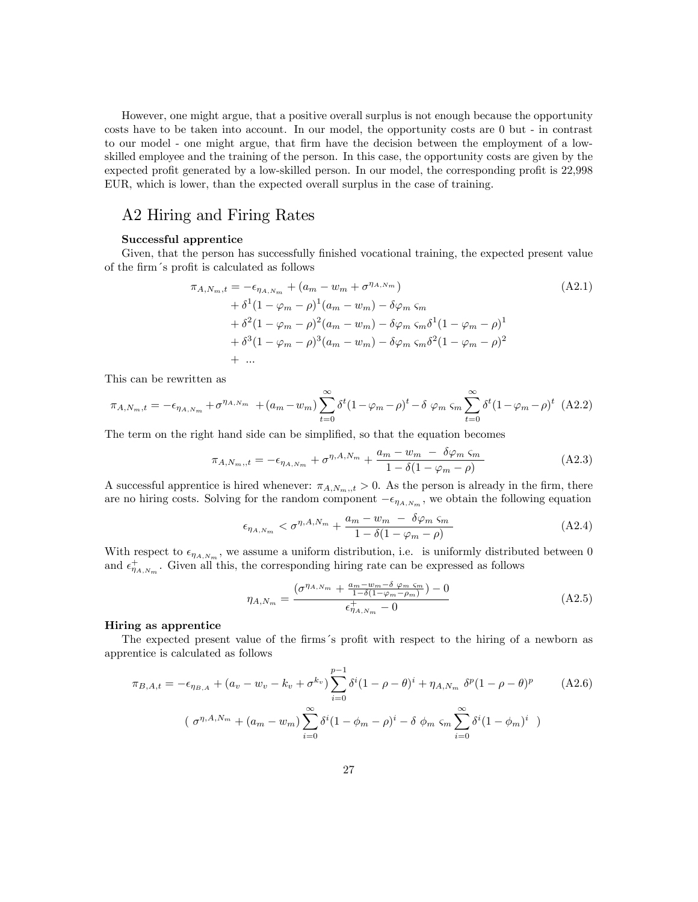However, one might argue, that a positive overall surplus is not enough because the opportunity costs have to be taken into account. In our model, the opportunity costs are 0 but - in contrast to our model - one might argue, that firm have the decision between the employment of a low-skilled employee and the training of the person. In this case, the opportunity costs are given by the expected profit generated by a low-skilled person. In our model, the corresponding profit is 22,998 EUR, which is lower, than the expected overall surplus in the case of training.

## A2 Hiring and Firing Rates

**Successful apprentice**

Given, that the person has successfully finished vocational training, the expected present value of the firm´s profit is calculated as follows

$$\begin{aligned}
\pi_{A,N_m,t} = & -\epsilon_{\eta_{A,N_m}} + (a_m - w_m + \sigma^{\eta_{A,N_m}}) \\
& + \delta^1(1-\varphi_m-\rho)^1(a_m - w_m) - \delta\varphi_m\,\varsigma_m \\
& + \delta^2(1-\varphi_m-\rho)^2(a_m - w_m) - \delta\varphi_m\,\varsigma_m\delta^1(1-\varphi_m-\rho)^1 \\
& + \delta^3(1-\varphi_m-\rho)^3(a_m - w_m) - \delta\varphi_m\,\varsigma_m\delta^2(1-\varphi_m-\rho)^2 \\
& + \;...
\end{aligned} \tag{A2.1}$$

This can be rewritten as

$$\pi_{A,N_m,t} = -\epsilon_{\eta_{A,N_m}} + \sigma^{\eta_{A,N_m}} \; + (a_m - w_m)\sum_{t=0}^{\infty}\delta^t(1-\varphi_m-\rho)^t - \delta\;\varphi_m\,\varsigma_m\sum_{t=0}^{\infty}\delta^t(1-\varphi_m-\rho)^t \tag{A2.2}$$

The term on the right hand side can be simplified, so that the equation becomes

$$\pi_{A,N_m,,t} = -\epsilon_{\eta_{A,N_m}} + \sigma^{\eta,A,N_m} + \frac{a_m - w_m \;-\; \delta\varphi_m\,\varsigma_m}{1-\delta(1-\varphi_m-\rho)} \tag{A2.3}$$

A successful apprentice is hired whenever: $\pi_{A,N_m,,t} > 0$. As the person is already in the firm, there are no hiring costs. Solving for the random component $-\epsilon_{\eta_{A,N_m}}$, we obtain the following equation

$$\epsilon_{\eta_{A,N_m}} < \sigma^{\eta,A,N_m} + \frac{a_m - w_m \;-\; \delta\varphi_m\,\varsigma_m}{1-\delta(1-\varphi_m-\rho)} \tag{A2.4}$$

With respect to $\epsilon_{\eta_{A,N_m}}$, we assume a uniform distribution, i.e. is uniformly distributed between 0 and $\epsilon^+_{\eta_{A,N_m}}$. Given all this, the corresponding hiring rate can be expressed as follows

$$\eta_{A,N_m} = \frac{(\sigma^{\eta_{A,N_m}} + \frac{a_m - w_m - \delta\;\varphi_m\,\varsigma_m}{1-\delta(1-\varphi_m-\rho_m)}) - 0}{\epsilon^+_{\eta_{A,N_m}} - 0} \tag{A2.5}$$

**Hiring as apprentice**

The expected present value of the firms´s profit with respect to the hiring of a newborn as apprentice is calculated as follows

$$\pi_{B,A,t} = -\epsilon_{\eta_{B,A}} + (a_v - w_v - k_v + \sigma^{k_v})\sum_{i=0}^{p-1}\delta^i(1-\rho-\theta)^i + \eta_{A,N_m}\;\delta^p(1-\rho-\theta)^p \tag{A2.6}$$

$$(\;\sigma^{\eta,A,N_m} + (a_m - w_m)\sum_{i=0}^{\infty}\delta^i(1-\phi_m-\rho)^i - \delta\;\phi_m\,\varsigma_m\sum_{i=0}^{\infty}\delta^i(1-\phi_m)^i\;\;)$$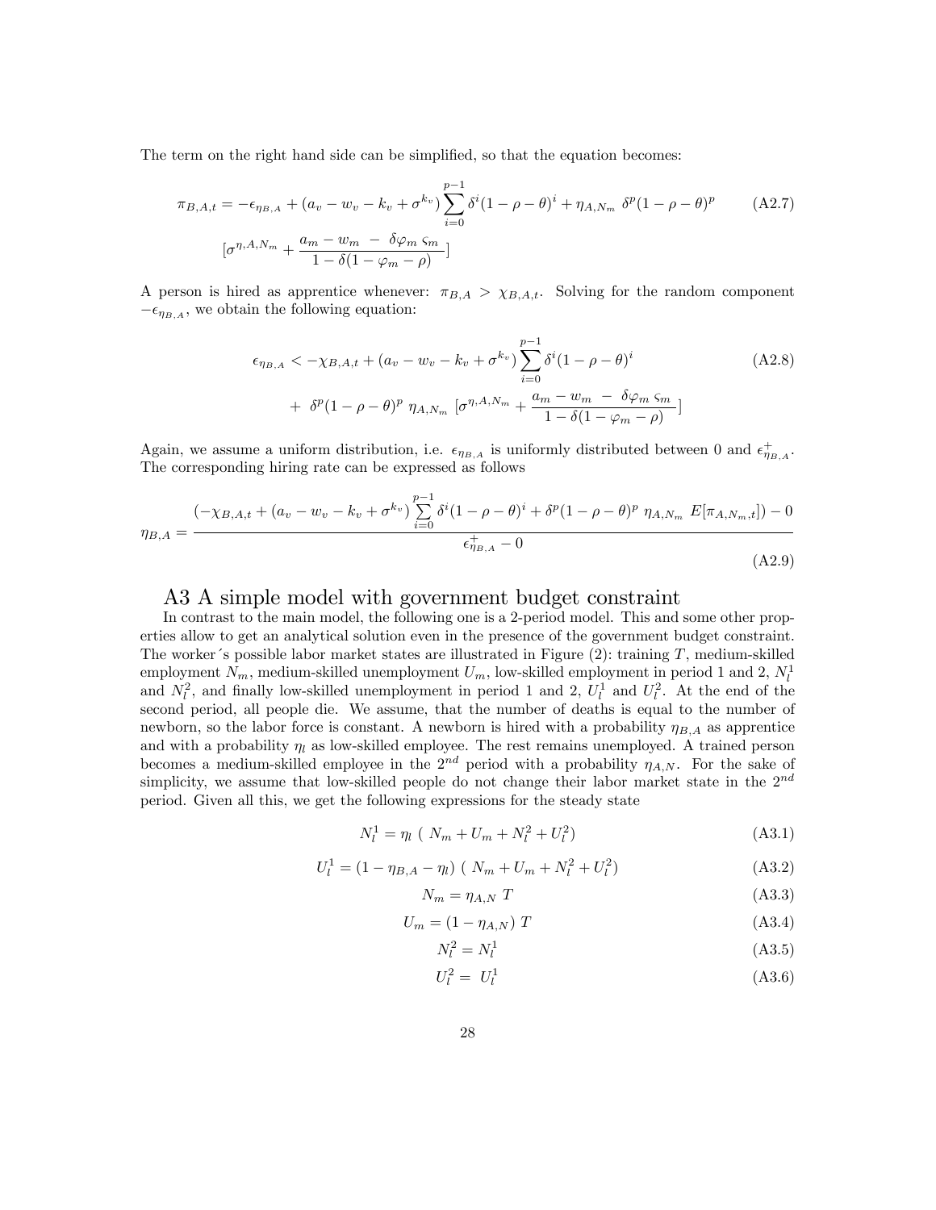The term on the right hand side can be simplified, so that the equation becomes:

$$\pi_{B,A,t} = -\epsilon_{\eta_{B,A}} + (a_v - w_v - k_v + \sigma^{k_v}) \sum_{i=0}^{p-1} \delta^i (1-\rho-\theta)^i + \eta_{A,N_m}\ \delta^p (1-\rho-\theta)^p \quad \text{(A2.7)}$$

$$[\sigma^{\eta,A,N_m} + \frac{a_m - w_m\ -\ \delta\varphi_m\ \varsigma_m}{1-\delta(1-\varphi_m-\rho)}]$$

A person is hired as apprentice whenever: $\pi_{B,A} > \chi_{B,A,t}$. Solving for the random component $-\epsilon_{\eta_{B,A}}$, we obtain the following equation:

$$\epsilon_{\eta_{B,A}} < -\chi_{B,A,t} + (a_v - w_v - k_v + \sigma^{k_v}) \sum_{i=0}^{p-1} \delta^i (1-\rho-\theta)^i \quad \text{(A2.8)}$$

$$+\ \delta^p (1-\rho-\theta)^p\ \eta_{A,N_m}\ [\sigma^{\eta,A,N_m} + \frac{a_m - w_m\ -\ \delta\varphi_m\ \varsigma_m}{1-\delta(1-\varphi_m-\rho)}]$$

Again, we assume a uniform distribution, i.e. $\epsilon_{\eta_{B,A}}$ is uniformly distributed between 0 and $\epsilon^+_{\eta_{B,A}}$. The corresponding hiring rate can be expressed as follows

$$\eta_{B,A} = \frac{(-\chi_{B,A,t} + (a_v - w_v - k_v + \sigma^{k_v}) \sum_{i=0}^{p-1} \delta^i (1-\rho-\theta)^i + \delta^p (1-\rho-\theta)^p\ \eta_{A,N_m}\ E[\pi_{A,N_m,t}]) - 0}{\epsilon^+_{\eta_{B,A}} - 0} \quad \text{(A2.9)}$$

# A3 A simple model with government budget constraint

In contrast to the main model, the following one is a 2-period model. This and some other properties allow to get an analytical solution even in the presence of the government budget constraint. The worker´s possible labor market states are illustrated in Figure (2): training $T$, medium-skilled employment $N_m$, medium-skilled unemployment $U_m$, low-skilled employment in period 1 and 2, $N_l^1$ and $N_l^2$, and finally low-skilled unemployment in period 1 and 2, $U_l^1$ and $U_l^2$. At the end of the second period, all people die. We assume, that the number of deaths is equal to the number of newborn, so the labor force is constant. A newborn is hired with a probability $\eta_{B,A}$ as apprentice and with a probability $\eta_l$ as low-skilled employee. The rest remains unemployed. A trained person becomes a medium-skilled employee in the $2^{nd}$ period with a probability $\eta_{A,N}$. For the sake of simplicity, we assume that low-skilled people do not change their labor market state in the $2^{nd}$ period. Given all this, we get the following expressions for the steady state

$$N_l^1 = \eta_l\ (\ N_m + U_m + N_l^2 + U_l^2) \quad \text{(A3.1)}$$

$$U_l^1 = (1 - \eta_{B,A} - \eta_l)\ (\ N_m + U_m + N_l^2 + U_l^2) \quad \text{(A3.2)}$$

$$N_m = \eta_{A,N}\ T \quad \text{(A3.3)}$$

$$U_m = (1 - \eta_{A,N})\ T \quad \text{(A3.4)}$$

$$N_l^2 = N_l^1 \quad \text{(A3.5)}$$

$$U_l^2 = U_l^1 \quad \text{(A3.6)}$$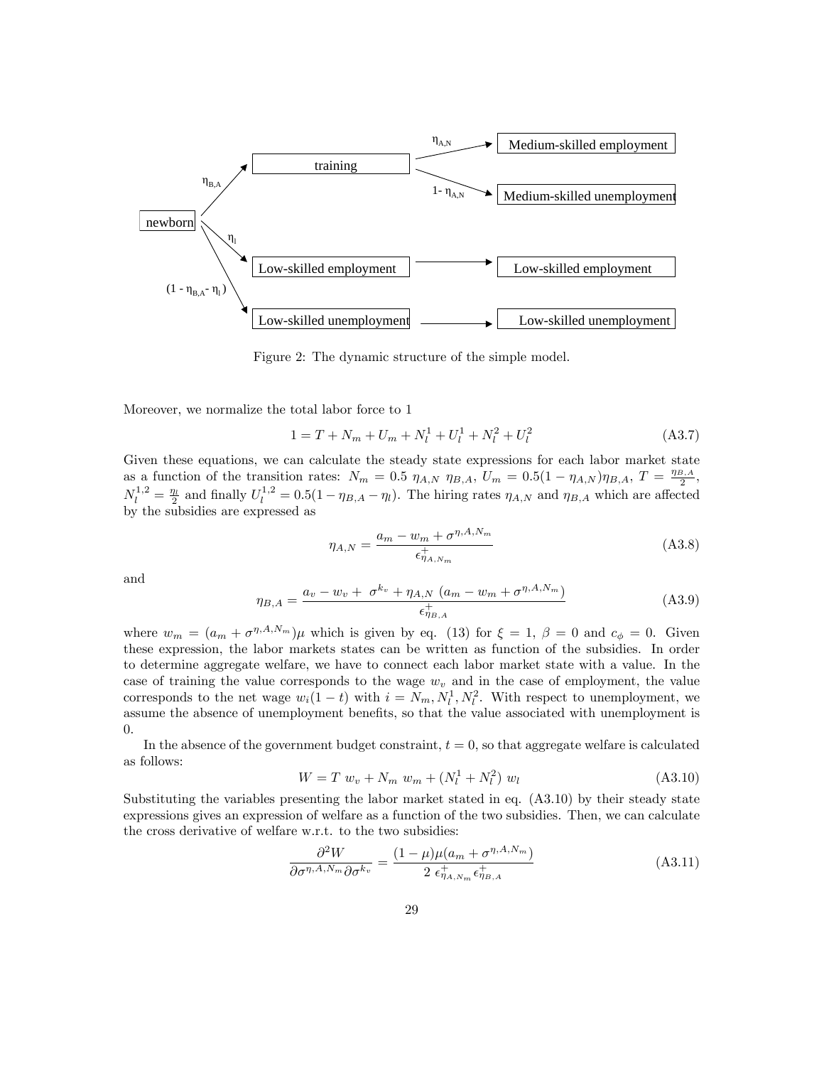newborn

$\eta_{B,A}$

training

$\eta_{A,N}$

Medium-skilled employment

$1-\eta_{A,N}$

Medium-skilled unemployment

$\eta_l$

Low-skilled employment

Low-skilled employment

$(1-\eta_{B,A}-\eta_l)$

Low-skilled unemployment

Low-skilled unemployment

Figure 2: The dynamic structure of the simple model.

Moreover, we normalize the total labor force to 1

$$1 = T + N_m + U_m + N_l^1 + U_l^1 + N_l^2 + U_l^2 \tag{A3.7}$$

Given these equations, we can calculate the steady state expressions for each labor market state as a function of the transition rates: $N_m = 0.5\ \eta_{A,N}\ \eta_{B,A}$, $U_m = 0.5(1-\eta_{A,N})\eta_{B,A}$, $T = \frac{\eta_{B,A}}{2}$, $N_l^{1,2} = \frac{\eta_l}{2}$ and finally $U_l^{1,2} = 0.5(1-\eta_{B,A}-\eta_l)$. The hiring rates $\eta_{A,N}$ and $\eta_{B,A}$ which are affected by the subsidies are expressed as

$$\eta_{A,N} = \frac{a_m - w_m + \sigma^{\eta,A,N_m}}{\epsilon^+_{\eta_{A,N_m}}} \tag{A3.8}$$

and

$$\eta_{B,A} = \frac{a_v - w_v + \ \sigma^{k_v} + \eta_{A,N}\ (a_m - w_m + \sigma^{\eta,A,N_m})}{\epsilon^+_{\eta_{B,A}}} \tag{A3.9}$$

where $w_m = (a_m + \sigma^{\eta,A,N_m})\mu$ which is given by eq. (13) for $\xi = 1$, $\beta = 0$ and $c_\phi = 0$. Given these expression, the labor markets states can be written as function of the subsidies. In order to determine aggregate welfare, we have to connect each labor market state with a value. In the case of training the value corresponds to the wage $w_v$ and in the case of employment, the value corresponds to the net wage $w_i(1-t)$ with $i = N_m, N_l^1, N_l^2$. With respect to unemployment, we assume the absence of unemployment benefits, so that the value associated with unemployment is 0.

In the absence of the government budget constraint, $t = 0$, so that aggregate welfare is calculated as follows:

$$W = T\ w_v + N_m\ w_m + (N_l^1 + N_l^2)\ w_l \tag{A3.10}$$

Substituting the variables presenting the labor market stated in eq. (A3.10) by their steady state expressions gives an expression of welfare as a function of the two subsidies. Then, we can calculate the cross derivative of welfare w.r.t. to the two subsidies:

$$\frac{\partial^2 W}{\partial \sigma^{\eta,A,N_m} \partial \sigma^{k_v}} = \frac{(1-\mu)\mu(a_m + \sigma^{\eta,A,N_m})}{2\ \epsilon^+_{\eta_{A,N_m}} \epsilon^+_{\eta_{B,A}}} \tag{A3.11}$$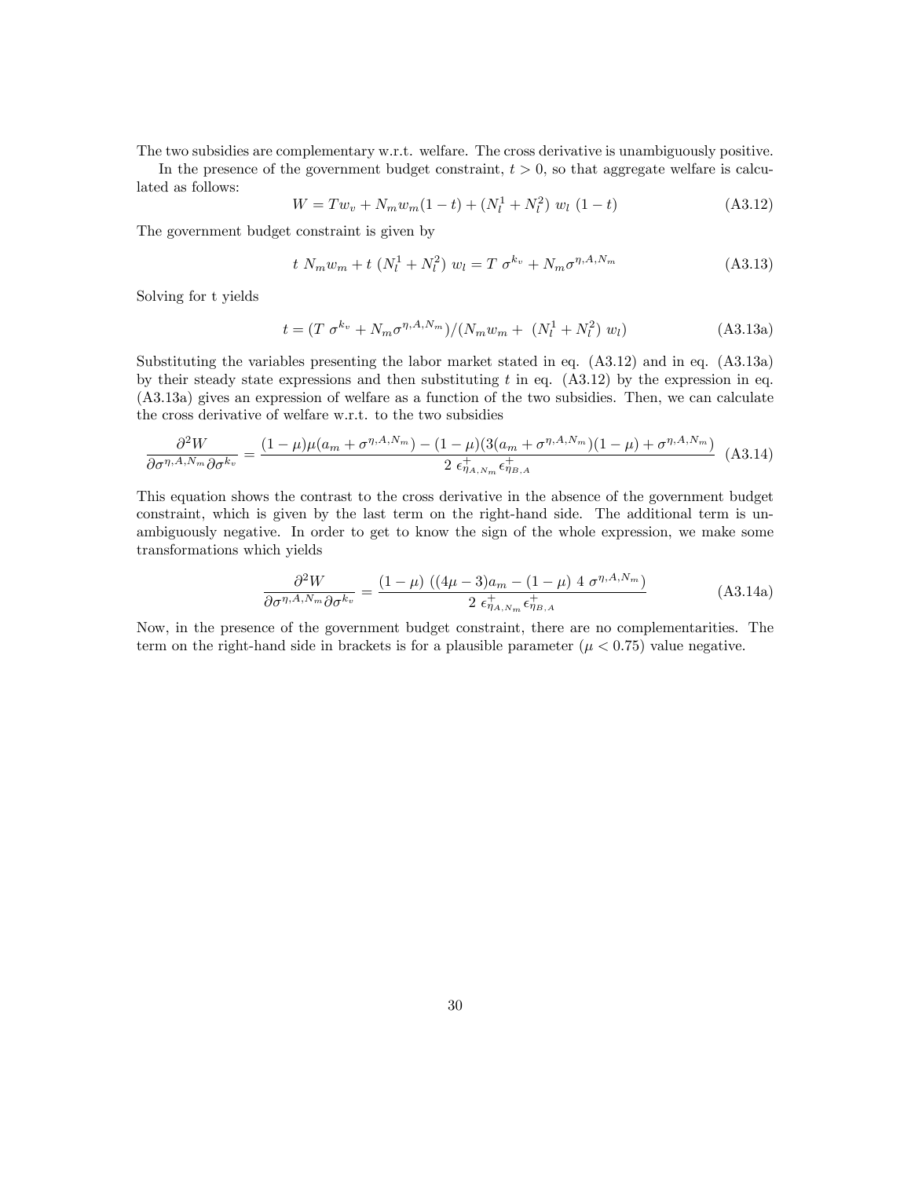The two subsidies are complementary w.r.t. welfare. The cross derivative is unambiguously positive.

In the presence of the government budget constraint, $t > 0$, so that aggregate welfare is calculated as follows:

$$W = Tw_v + N_m w_m(1-t) + \left(N_l^1 + N_l^2\right) w_l \,(1-t) \tag{A3.12}$$

The government budget constraint is given by

$$t\ N_m w_m + t\ \left(N_l^1 + N_l^2\right) w_l = T\ \sigma^{k_v} + N_m \sigma^{\eta,A,N_m} \tag{A3.13}$$

Solving for t yields

$$t = \left(T\ \sigma^{k_v} + N_m \sigma^{\eta,A,N_m}\right) / \left(N_m w_m + \left(N_l^1 + N_l^2\right) w_l\right) \tag{A3.13a}$$

Substituting the variables presenting the labor market stated in eq. (A3.12) and in eq. (A3.13a) by their steady state expressions and then substituting $t$ in eq. (A3.12) by the expression in eq. (A3.13a) gives an expression of welfare as a function of the two subsidies. Then, we can calculate the cross derivative of welfare w.r.t. to the two subsidies

$$\frac{\partial^2 W}{\partial \sigma^{\eta,A,N_m} \partial \sigma^{k_v}} = \frac{(1-\mu)\mu(a_m + \sigma^{\eta,A,N_m}) - (1-\mu)(3(a_m + \sigma^{\eta,A,N_m})(1-\mu) + \sigma^{\eta,A,N_m})}{2\ \overset{+}{\epsilon}_{\eta_{A,N_m}} \overset{+}{\epsilon}_{\eta_{B,A}}} \tag{A3.14}$$

This equation shows the contrast to the cross derivative in the absence of the government budget constraint, which is given by the last term on the right-hand side. The additional term is unambiguously negative. In order to get to know the sign of the whole expression, we make some transformations which yields

$$\frac{\partial^2 W}{\partial \sigma^{\eta,A,N_m} \partial \sigma^{k_v}} = \frac{(1-\mu)\ ((4\mu - 3)a_m - (1-\mu)\ 4\ \sigma^{\eta,A,N_m})}{2\ \overset{+}{\epsilon}_{\eta_{A,N_m}} \overset{+}{\epsilon}_{\eta_{B,A}}} \tag{A3.14a}$$

Now, in the presence of the government budget constraint, there are no complementarities. The term on the right-hand side in brackets is for a plausible parameter ($\mu < 0.75$) value negative.